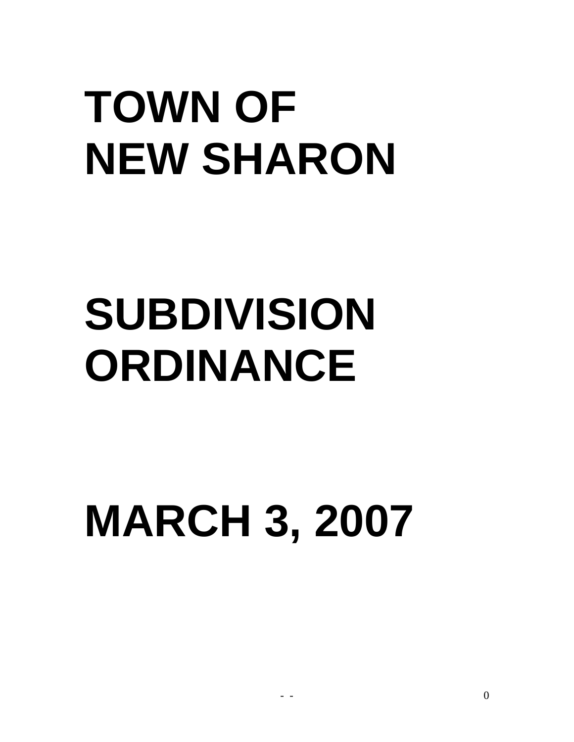# TOWN OF NEW SHARON

# SUBDIVISION ORDINANCE

# MARCH 3, 2007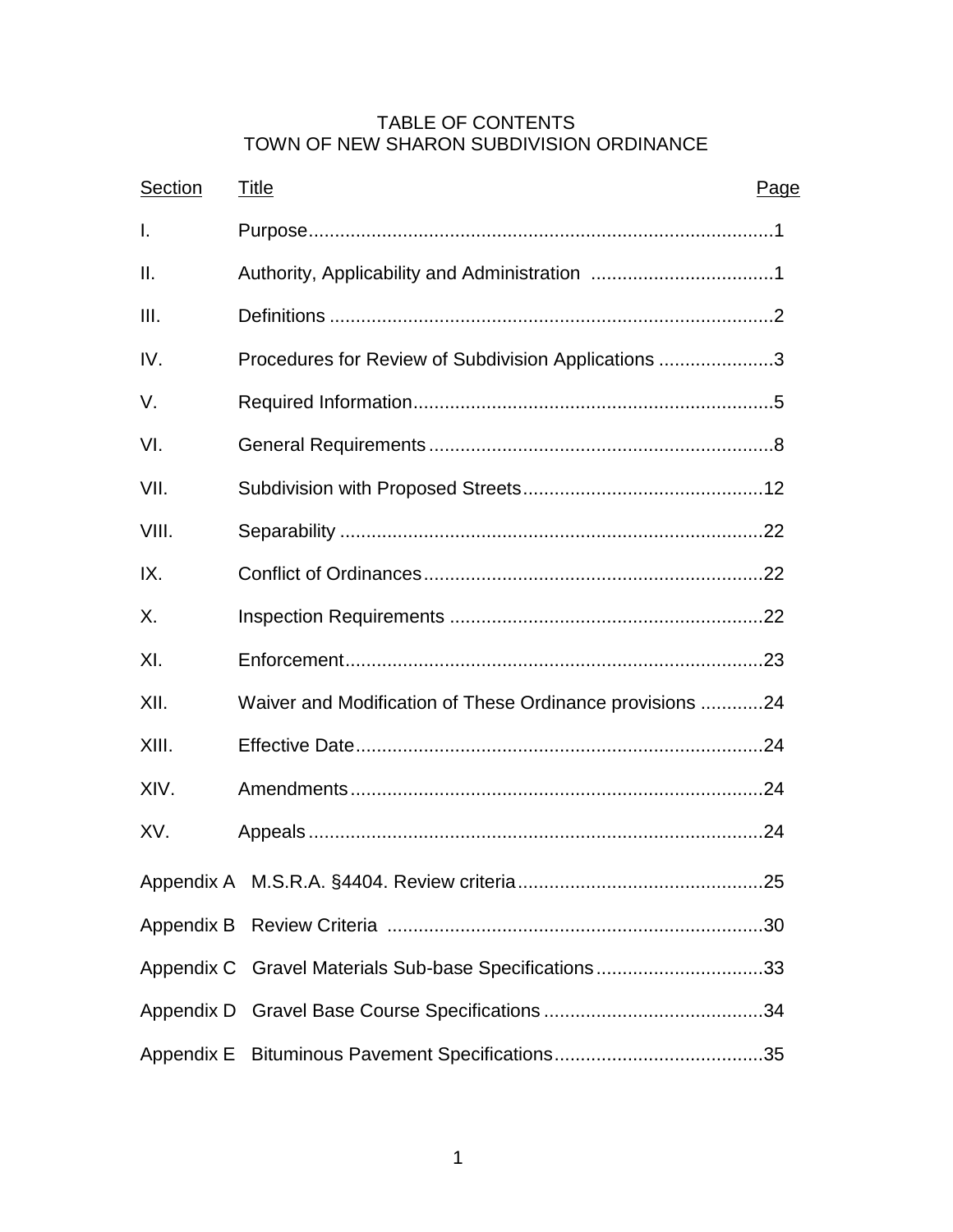# TABLE OF CONTENTS
## TOWN OF NEW SHARON SUBDIVISION ORDINANCE

| Section | Title | Page |
|---|---|---|
| I. | Purpose | 1 |
| II. | Authority, Applicability and Administration | 1 |
| III. | Definitions | 2 |
| IV. | Procedures for Review of Subdivision Applications | 3 |
| V. | Required Information | 5 |
| VI. | General Requirements | 8 |
| VII. | Subdivision with Proposed Streets | 12 |
| VIII. | Separability | 22 |
| IX. | Conflict of Ordinances | 22 |
| X. | Inspection Requirements | 22 |
| XI. | Enforcement | 23 |
| XII. | Waiver and Modification of These Ordinance provisions | 24 |
| XIII. | Effective Date | 24 |
| XIV. | Amendments | 24 |
| XV. | Appeals | 24 |
| Appendix A | M.S.R.A. §4404. Review criteria | 25 |
| Appendix B | Review Criteria | 30 |
| Appendix C | Gravel Materials Sub-base Specifications | 33 |
| Appendix D | Gravel Base Course Specifications | 34 |
| Appendix E | Bituminous Pavement Specifications | 35 |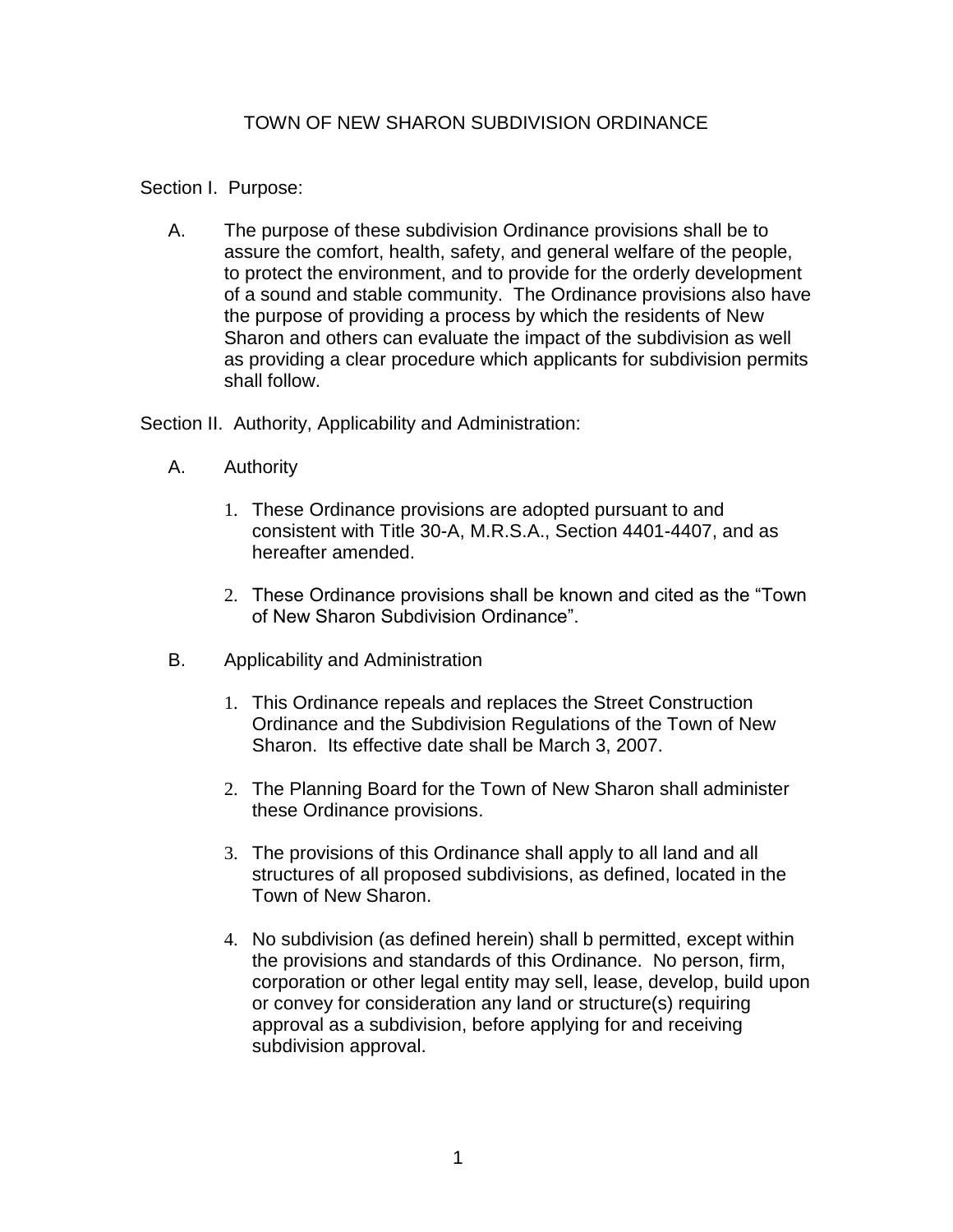# TOWN OF NEW SHARON SUBDIVISION ORDINANCE

## Section I. Purpose:

A. The purpose of these subdivision Ordinance provisions shall be to assure the comfort, health, safety, and general welfare of the people, to protect the environment, and to provide for the orderly development of a sound and stable community. The Ordinance provisions also have the purpose of providing a process by which the residents of New Sharon and others can evaluate the impact of the subdivision as well as providing a clear procedure which applicants for subdivision permits shall follow.

## Section II. Authority, Applicability and Administration:

A. Authority

1. These Ordinance provisions are adopted pursuant to and consistent with Title 30-A, M.R.S.A., Section 4401-4407, and as hereafter amended.
2. These Ordinance provisions shall be known and cited as the "Town of New Sharon Subdivision Ordinance".

B. Applicability and Administration

1. This Ordinance repeals and replaces the Street Construction Ordinance and the Subdivision Regulations of the Town of New Sharon. Its effective date shall be March 3, 2007.
2. The Planning Board for the Town of New Sharon shall administer these Ordinance provisions.
3. The provisions of this Ordinance shall apply to all land and all structures of all proposed subdivisions, as defined, located in the Town of New Sharon.
4. No subdivision (as defined herein) shall b permitted, except within the provisions and standards of this Ordinance. No person, firm, corporation or other legal entity may sell, lease, develop, build upon or convey for consideration any land or structure(s) requiring approval as a subdivision, before applying for and receiving subdivision approval.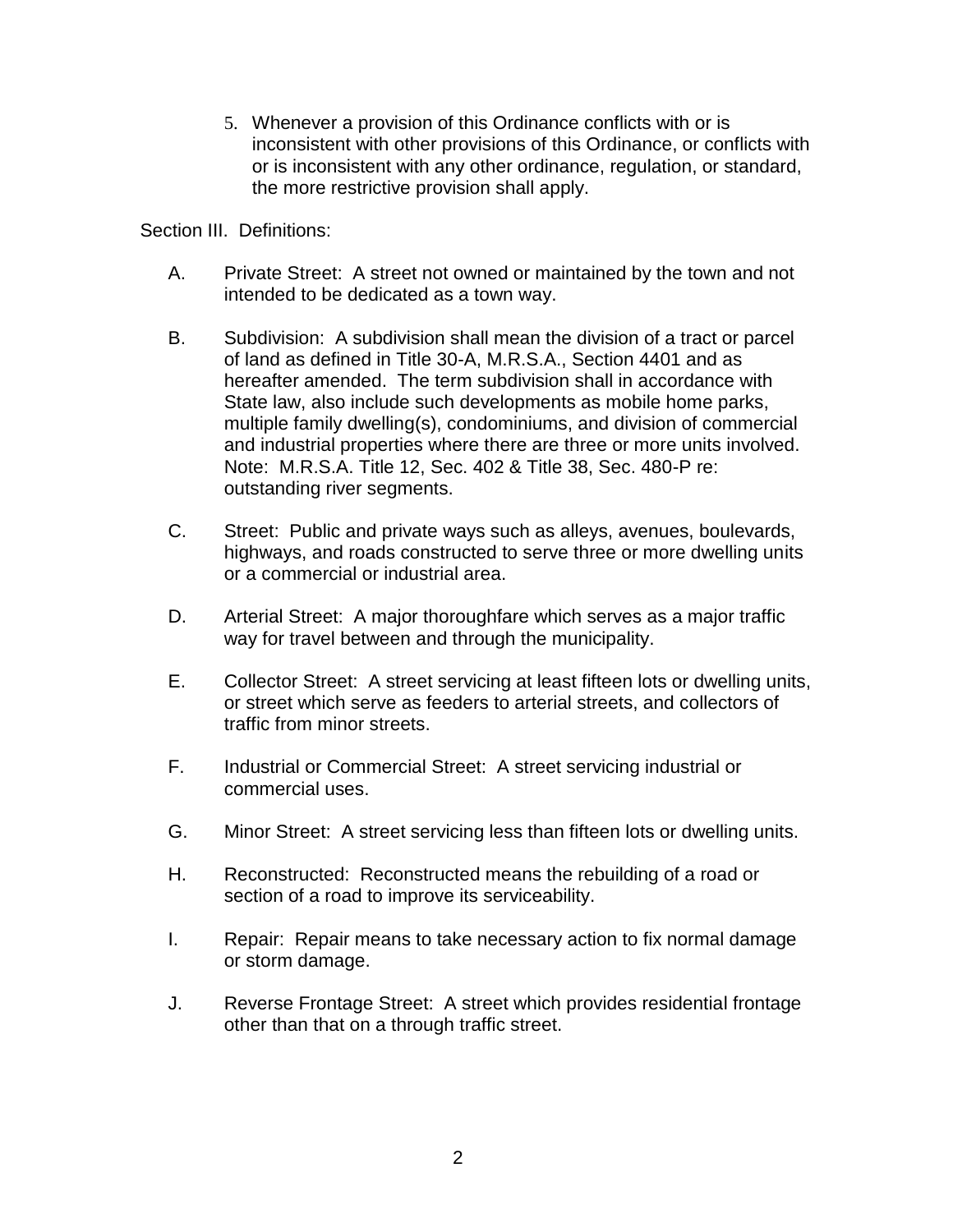5. Whenever a provision of this Ordinance conflicts with or is inconsistent with other provisions of this Ordinance, or conflicts with or is inconsistent with any other ordinance, regulation, or standard, the more restrictive provision shall apply.

Section III. Definitions:

A. Private Street: A street not owned or maintained by the town and not intended to be dedicated as a town way.

B. Subdivision: A subdivision shall mean the division of a tract or parcel of land as defined in Title 30-A, M.R.S.A., Section 4401 and as hereafter amended. The term subdivision shall in accordance with State law, also include such developments as mobile home parks, multiple family dwelling(s), condominiums, and division of commercial and industrial properties where there are three or more units involved. Note: M.R.S.A. Title 12, Sec. 402 & Title 38, Sec. 480-P re: outstanding river segments.

C. Street: Public and private ways such as alleys, avenues, boulevards, highways, and roads constructed to serve three or more dwelling units or a commercial or industrial area.

D. Arterial Street: A major thoroughfare which serves as a major traffic way for travel between and through the municipality.

E. Collector Street: A street servicing at least fifteen lots or dwelling units, or street which serve as feeders to arterial streets, and collectors of traffic from minor streets.

F. Industrial or Commercial Street: A street servicing industrial or commercial uses.

G. Minor Street: A street servicing less than fifteen lots or dwelling units.

H. Reconstructed: Reconstructed means the rebuilding of a road or section of a road to improve its serviceability.

I. Repair: Repair means to take necessary action to fix normal damage or storm damage.

J. Reverse Frontage Street: A street which provides residential frontage other than that on a through traffic street.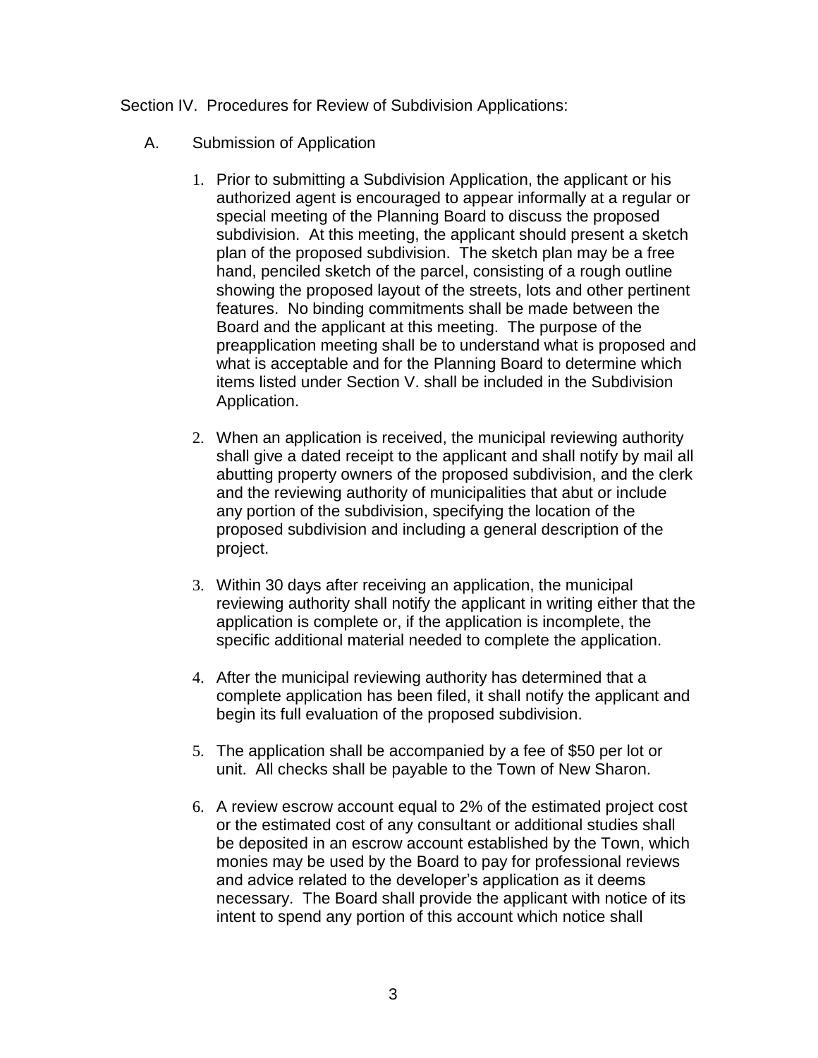Section IV. Procedures for Review of Subdivision Applications:

A. Submission of Application

1. Prior to submitting a Subdivision Application, the applicant or his authorized agent is encouraged to appear informally at a regular or special meeting of the Planning Board to discuss the proposed subdivision. At this meeting, the applicant should present a sketch plan of the proposed subdivision. The sketch plan may be a free hand, penciled sketch of the parcel, consisting of a rough outline showing the proposed layout of the streets, lots and other pertinent features. No binding commitments shall be made between the Board and the applicant at this meeting. The purpose of the preapplication meeting shall be to understand what is proposed and what is acceptable and for the Planning Board to determine which items listed under Section V. shall be included in the Subdivision Application.

2. When an application is received, the municipal reviewing authority shall give a dated receipt to the applicant and shall notify by mail all abutting property owners of the proposed subdivision, and the clerk and the reviewing authority of municipalities that abut or include any portion of the subdivision, specifying the location of the proposed subdivision and including a general description of the project.

3. Within 30 days after receiving an application, the municipal reviewing authority shall notify the applicant in writing either that the application is complete or, if the application is incomplete, the specific additional material needed to complete the application.

4. After the municipal reviewing authority has determined that a complete application has been filed, it shall notify the applicant and begin its full evaluation of the proposed subdivision.

5. The application shall be accompanied by a fee of $50 per lot or unit. All checks shall be payable to the Town of New Sharon.

6. A review escrow account equal to 2% of the estimated project cost or the estimated cost of any consultant or additional studies shall be deposited in an escrow account established by the Town, which monies may be used by the Board to pay for professional reviews and advice related to the developer's application as it deems necessary. The Board shall provide the applicant with notice of its intent to spend any portion of this account which notice shall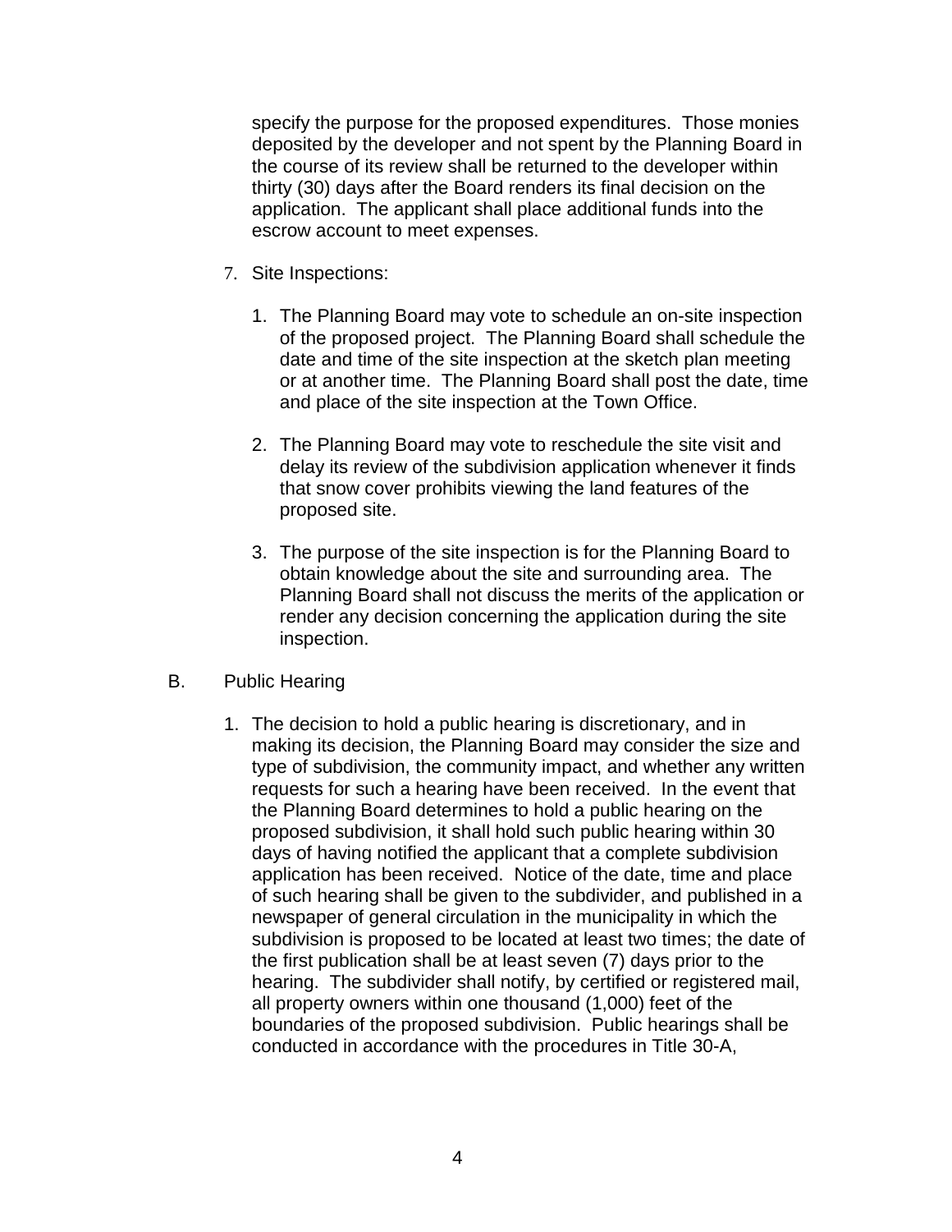specify the purpose for the proposed expenditures. Those monies deposited by the developer and not spent by the Planning Board in the course of its review shall be returned to the developer within thirty (30) days after the Board renders its final decision on the application. The applicant shall place additional funds into the escrow account to meet expenses.

7. Site Inspections:

   1. The Planning Board may vote to schedule an on-site inspection of the proposed project. The Planning Board shall schedule the date and time of the site inspection at the sketch plan meeting or at another time. The Planning Board shall post the date, time and place of the site inspection at the Town Office.

   2. The Planning Board may vote to reschedule the site visit and delay its review of the subdivision application whenever it finds that snow cover prohibits viewing the land features of the proposed site.

   3. The purpose of the site inspection is for the Planning Board to obtain knowledge about the site and surrounding area. The Planning Board shall not discuss the merits of the application or render any decision concerning the application during the site inspection.

B. Public Hearing

   1. The decision to hold a public hearing is discretionary, and in making its decision, the Planning Board may consider the size and type of subdivision, the community impact, and whether any written requests for such a hearing have been received. In the event that the Planning Board determines to hold a public hearing on the proposed subdivision, it shall hold such public hearing within 30 days of having notified the applicant that a complete subdivision application has been received. Notice of the date, time and place of such hearing shall be given to the subdivider, and published in a newspaper of general circulation in the municipality in which the subdivision is proposed to be located at least two times; the date of the first publication shall be at least seven (7) days prior to the hearing. The subdivider shall notify, by certified or registered mail, all property owners within one thousand (1,000) feet of the boundaries of the proposed subdivision. Public hearings shall be conducted in accordance with the procedures in Title 30-A,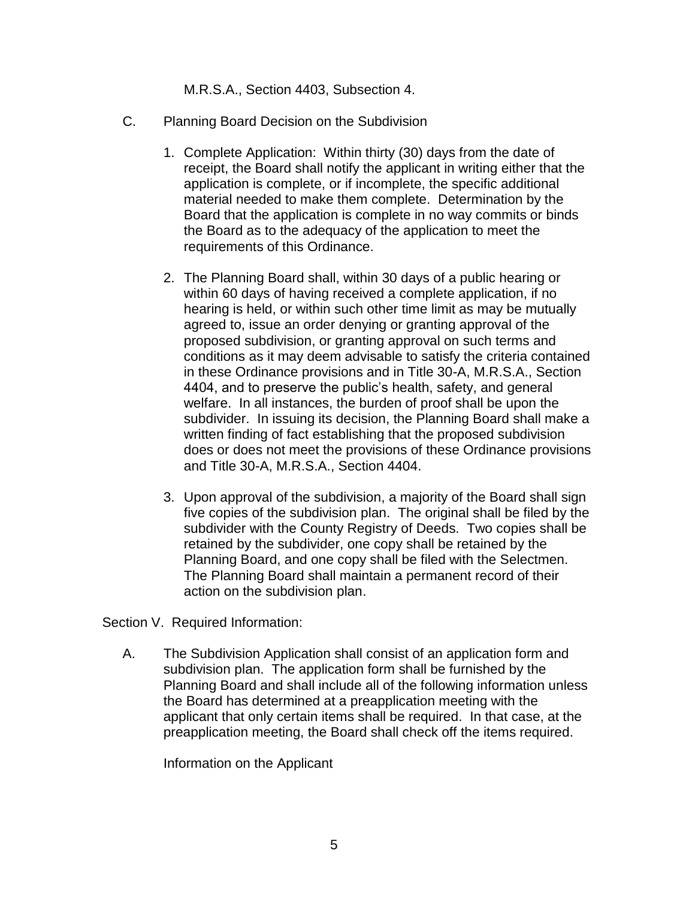M.R.S.A., Section 4403, Subsection 4.

C. Planning Board Decision on the Subdivision

1. Complete Application: Within thirty (30) days from the date of receipt, the Board shall notify the applicant in writing either that the application is complete, or if incomplete, the specific additional material needed to make them complete. Determination by the Board that the application is complete in no way commits or binds the Board as to the adequacy of the application to meet the requirements of this Ordinance.

2. The Planning Board shall, within 30 days of a public hearing or within 60 days of having received a complete application, if no hearing is held, or within such other time limit as may be mutually agreed to, issue an order denying or granting approval of the proposed subdivision, or granting approval on such terms and conditions as it may deem advisable to satisfy the criteria contained in these Ordinance provisions and in Title 30-A, M.R.S.A., Section 4404, and to preserve the public's health, safety, and general welfare. In all instances, the burden of proof shall be upon the subdivider. In issuing its decision, the Planning Board shall make a written finding of fact establishing that the proposed subdivision does or does not meet the provisions of these Ordinance provisions and Title 30-A, M.R.S.A., Section 4404.

3. Upon approval of the subdivision, a majority of the Board shall sign five copies of the subdivision plan. The original shall be filed by the subdivider with the County Registry of Deeds. Two copies shall be retained by the subdivider, one copy shall be retained by the Planning Board, and one copy shall be filed with the Selectmen. The Planning Board shall maintain a permanent record of their action on the subdivision plan.

Section V. Required Information:

A. The Subdivision Application shall consist of an application form and subdivision plan. The application form shall be furnished by the Planning Board and shall include all of the following information unless the Board has determined at a preapplication meeting with the applicant that only certain items shall be required. In that case, at the preapplication meeting, the Board shall check off the items required.

Information on the Applicant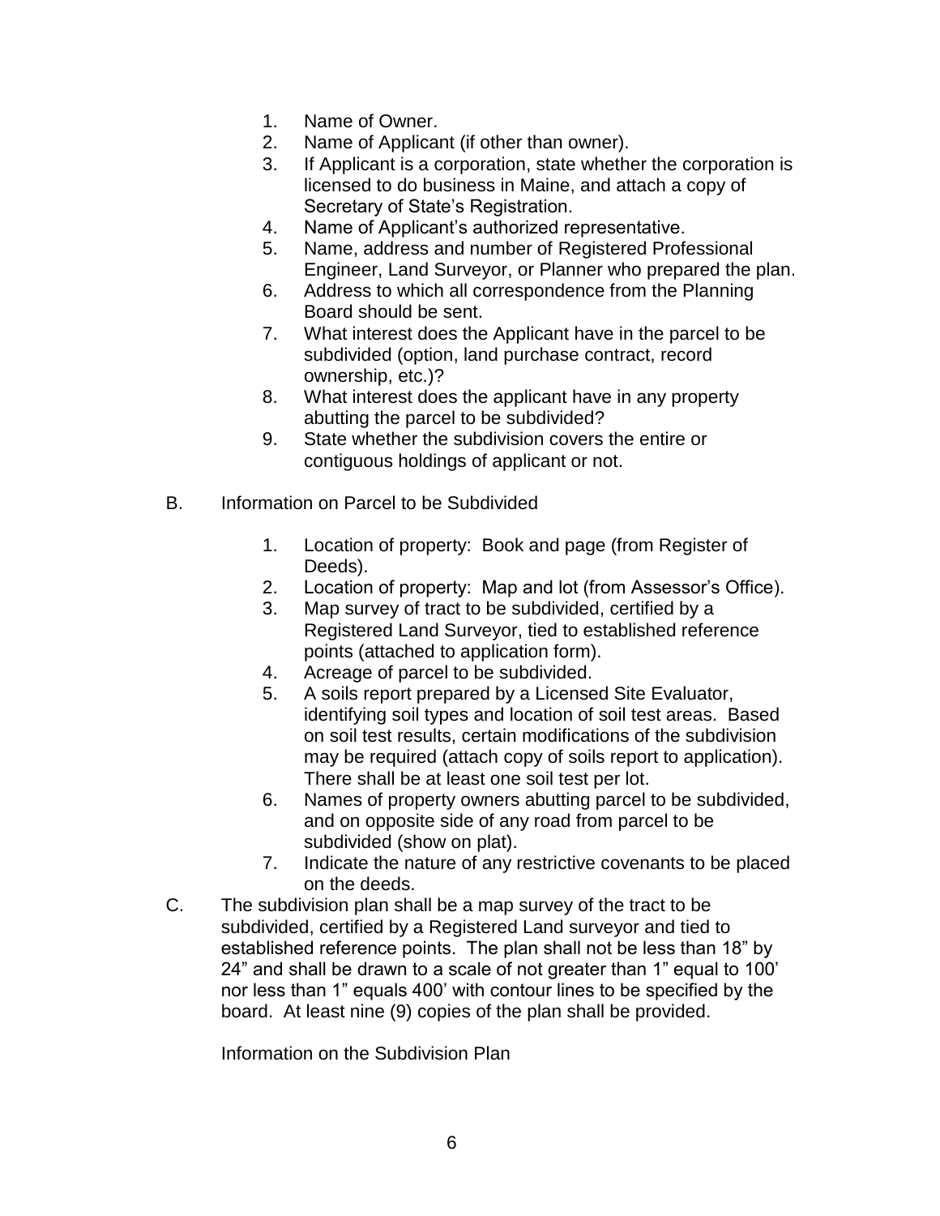1. Name of Owner.
2. Name of Applicant (if other than owner).
3. If Applicant is a corporation, state whether the corporation is licensed to do business in Maine, and attach a copy of Secretary of State's Registration.
4. Name of Applicant's authorized representative.
5. Name, address and number of Registered Professional Engineer, Land Surveyor, or Planner who prepared the plan.
6. Address to which all correspondence from the Planning Board should be sent.
7. What interest does the Applicant have in the parcel to be subdivided (option, land purchase contract, record ownership, etc.)?
8. What interest does the applicant have in any property abutting the parcel to be subdivided?
9. State whether the subdivision covers the entire or contiguous holdings of applicant or not.

B. Information on Parcel to be Subdivided

1. Location of property: Book and page (from Register of Deeds).
2. Location of property: Map and lot (from Assessor's Office).
3. Map survey of tract to be subdivided, certified by a Registered Land Surveyor, tied to established reference points (attached to application form).
4. Acreage of parcel to be subdivided.
5. A soils report prepared by a Licensed Site Evaluator, identifying soil types and location of soil test areas. Based on soil test results, certain modifications of the subdivision may be required (attach copy of soils report to application). There shall be at least one soil test per lot.
6. Names of property owners abutting parcel to be subdivided, and on opposite side of any road from parcel to be subdivided (show on plat).
7. Indicate the nature of any restrictive covenants to be placed on the deeds.

C. The subdivision plan shall be a map survey of the tract to be subdivided, certified by a Registered Land surveyor and tied to established reference points. The plan shall not be less than 18" by 24" and shall be drawn to a scale of not greater than 1" equal to 100' nor less than 1" equals 400' with contour lines to be specified by the board. At least nine (9) copies of the plan shall be provided.

Information on the Subdivision Plan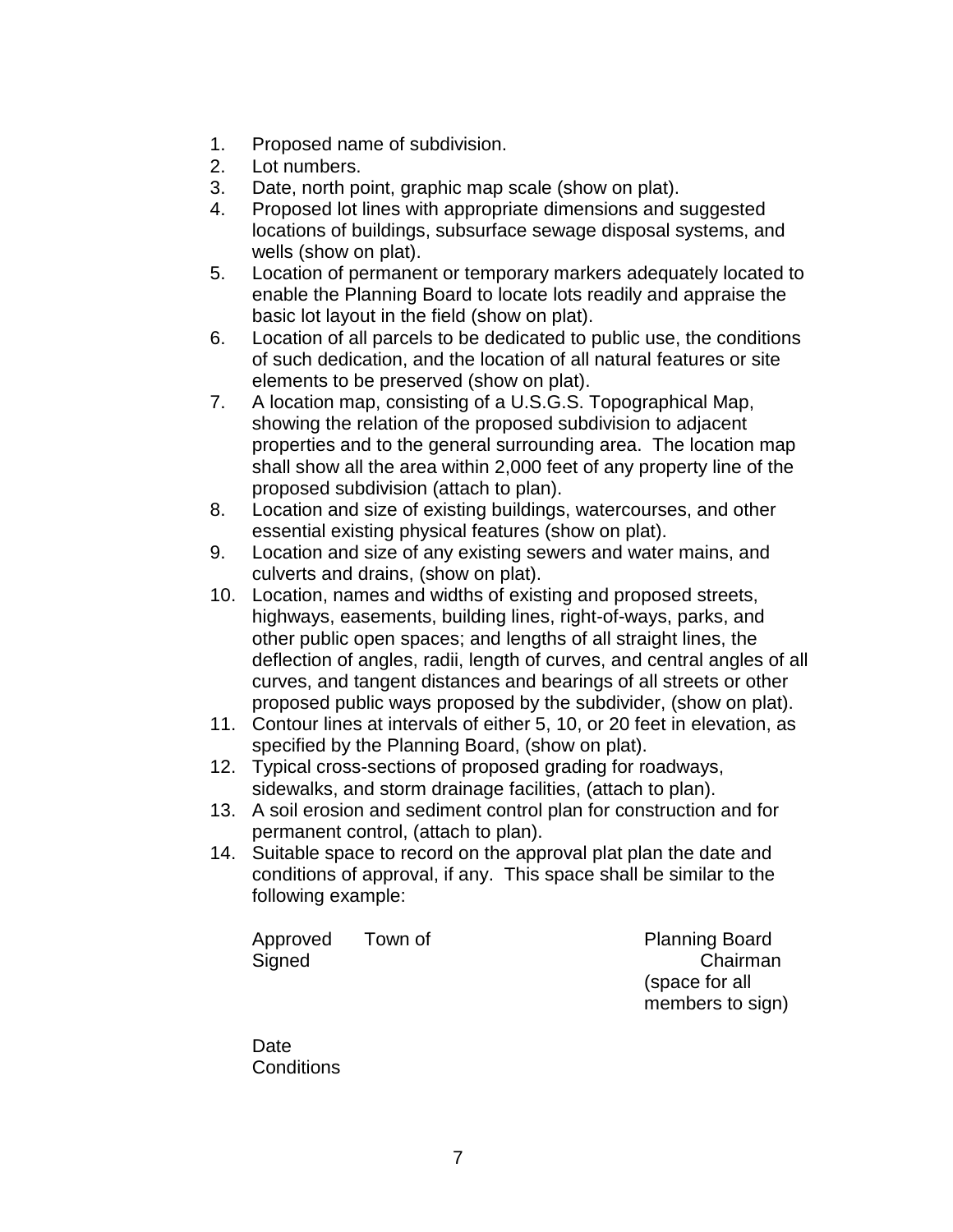1. Proposed name of subdivision.
2. Lot numbers.
3. Date, north point, graphic map scale (show on plat).
4. Proposed lot lines with appropriate dimensions and suggested locations of buildings, subsurface sewage disposal systems, and wells (show on plat).
5. Location of permanent or temporary markers adequately located to enable the Planning Board to locate lots readily and appraise the basic lot layout in the field (show on plat).
6. Location of all parcels to be dedicated to public use, the conditions of such dedication, and the location of all natural features or site elements to be preserved (show on plat).
7. A location map, consisting of a U.S.G.S. Topographical Map, showing the relation of the proposed subdivision to adjacent properties and to the general surrounding area. The location map shall show all the area within 2,000 feet of any property line of the proposed subdivision (attach to plan).
8. Location and size of existing buildings, watercourses, and other essential existing physical features (show on plat).
9. Location and size of any existing sewers and water mains, and culverts and drains, (show on plat).
10. Location, names and widths of existing and proposed streets, highways, easements, building lines, right-of-ways, parks, and other public open spaces; and lengths of all straight lines, the deflection of angles, radii, length of curves, and central angles of all curves, and tangent distances and bearings of all streets or other proposed public ways proposed by the subdivider, (show on plat).
11. Contour lines at intervals of either 5, 10, or 20 feet in elevation, as specified by the Planning Board, (show on plat).
12. Typical cross-sections of proposed grading for roadways, sidewalks, and storm drainage facilities, (attach to plan).
13. A soil erosion and sediment control plan for construction and for permanent control, (attach to plan).
14. Suitable space to record on the approval plat plan the date and conditions of approval, if any. This space shall be similar to the following example:

   Approved Town of Planning Board
   Signed Chairman
   (space for all members to sign)

   Date
   Conditions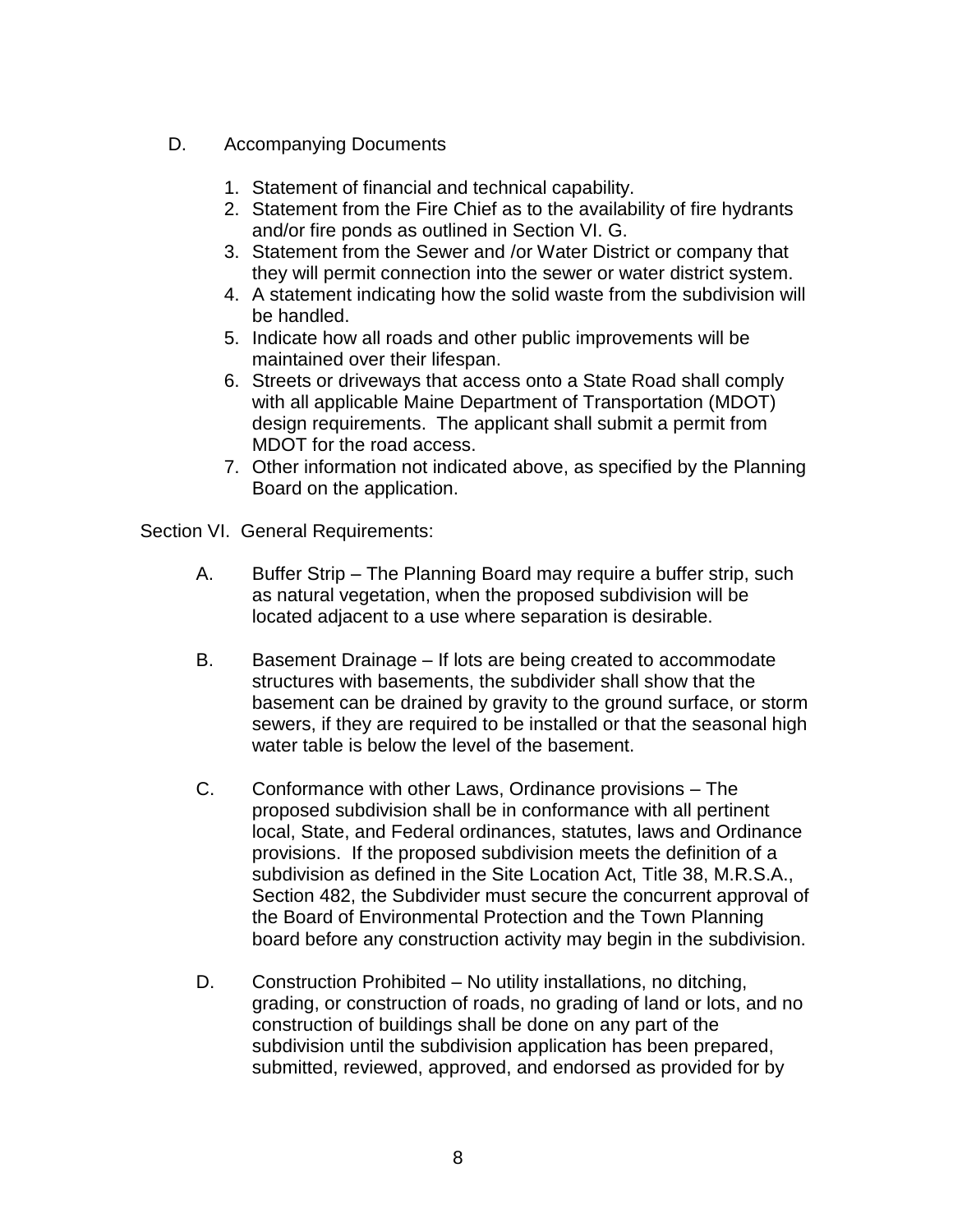D. Accompanying Documents

1. Statement of financial and technical capability.
2. Statement from the Fire Chief as to the availability of fire hydrants and/or fire ponds as outlined in Section VI. G.
3. Statement from the Sewer and /or Water District or company that they will permit connection into the sewer or water district system.
4. A statement indicating how the solid waste from the subdivision will be handled.
5. Indicate how all roads and other public improvements will be maintained over their lifespan.
6. Streets or driveways that access onto a State Road shall comply with all applicable Maine Department of Transportation (MDOT) design requirements. The applicant shall submit a permit from MDOT for the road access.
7. Other information not indicated above, as specified by the Planning Board on the application.

Section VI. General Requirements:

A. Buffer Strip – The Planning Board may require a buffer strip, such as natural vegetation, when the proposed subdivision will be located adjacent to a use where separation is desirable.

B. Basement Drainage – If lots are being created to accommodate structures with basements, the subdivider shall show that the basement can be drained by gravity to the ground surface, or storm sewers, if they are required to be installed or that the seasonal high water table is below the level of the basement.

C. Conformance with other Laws, Ordinance provisions – The proposed subdivision shall be in conformance with all pertinent local, State, and Federal ordinances, statutes, laws and Ordinance provisions. If the proposed subdivision meets the definition of a subdivision as defined in the Site Location Act, Title 38, M.R.S.A., Section 482, the Subdivider must secure the concurrent approval of the Board of Environmental Protection and the Town Planning board before any construction activity may begin in the subdivision.

D. Construction Prohibited – No utility installations, no ditching, grading, or construction of roads, no grading of land or lots, and no construction of buildings shall be done on any part of the subdivision until the subdivision application has been prepared, submitted, reviewed, approved, and endorsed as provided for by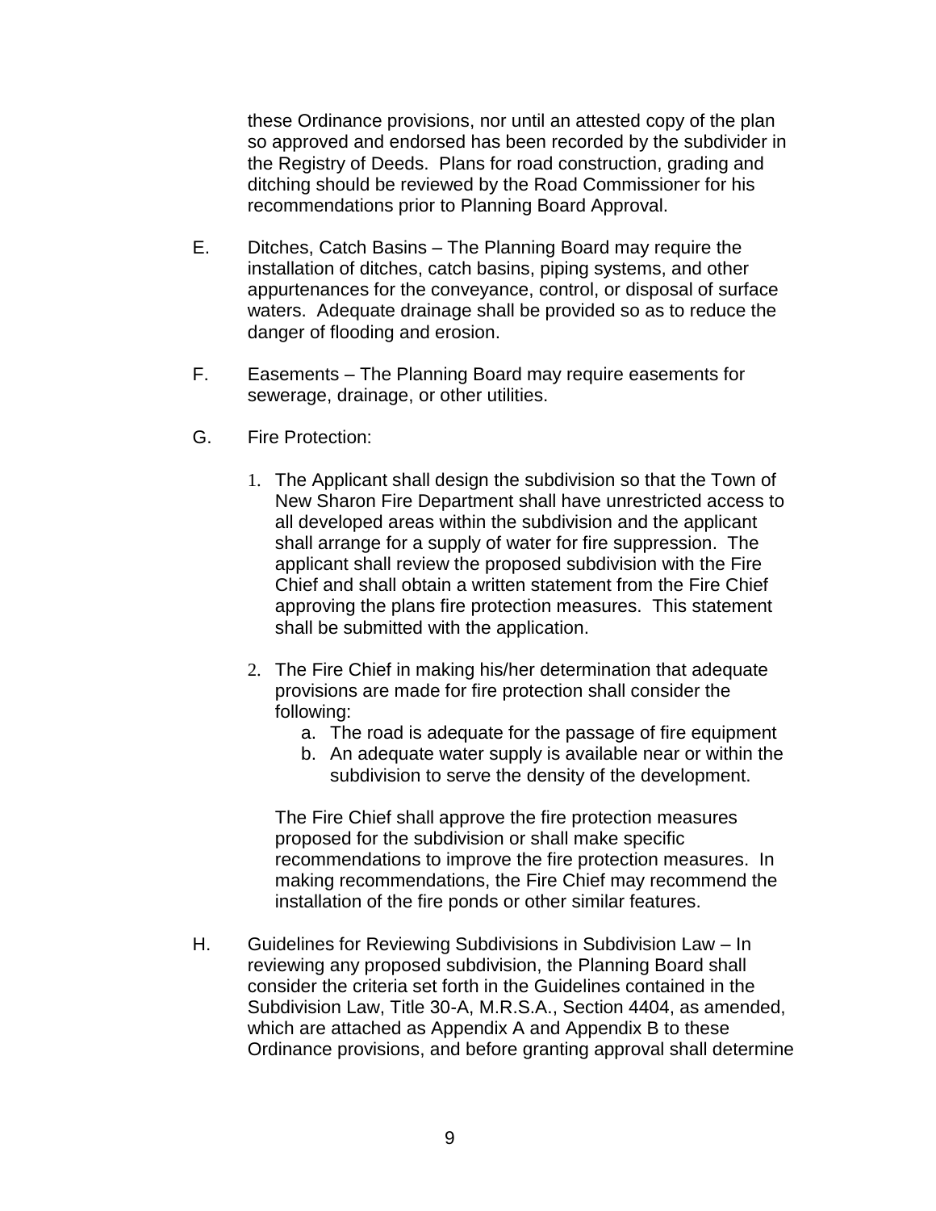these Ordinance provisions, nor until an attested copy of the plan so approved and endorsed has been recorded by the subdivider in the Registry of Deeds. Plans for road construction, grading and ditching should be reviewed by the Road Commissioner for his recommendations prior to Planning Board Approval.

E. Ditches, Catch Basins – The Planning Board may require the installation of ditches, catch basins, piping systems, and other appurtenances for the conveyance, control, or disposal of surface waters. Adequate drainage shall be provided so as to reduce the danger of flooding and erosion.

F. Easements – The Planning Board may require easements for sewerage, drainage, or other utilities.

G. Fire Protection:

1. The Applicant shall design the subdivision so that the Town of New Sharon Fire Department shall have unrestricted access to all developed areas within the subdivision and the applicant shall arrange for a supply of water for fire suppression. The applicant shall review the proposed subdivision with the Fire Chief and shall obtain a written statement from the Fire Chief approving the plans fire protection measures. This statement shall be submitted with the application.

2. The Fire Chief in making his/her determination that adequate provisions are made for fire protection shall consider the following:
   a. The road is adequate for the passage of fire equipment
   b. An adequate water supply is available near or within the subdivision to serve the density of the development.

   The Fire Chief shall approve the fire protection measures proposed for the subdivision or shall make specific recommendations to improve the fire protection measures. In making recommendations, the Fire Chief may recommend the installation of the fire ponds or other similar features.

H. Guidelines for Reviewing Subdivisions in Subdivision Law – In reviewing any proposed subdivision, the Planning Board shall consider the criteria set forth in the Guidelines contained in the Subdivision Law, Title 30-A, M.R.S.A., Section 4404, as amended, which are attached as Appendix A and Appendix B to these Ordinance provisions, and before granting approval shall determine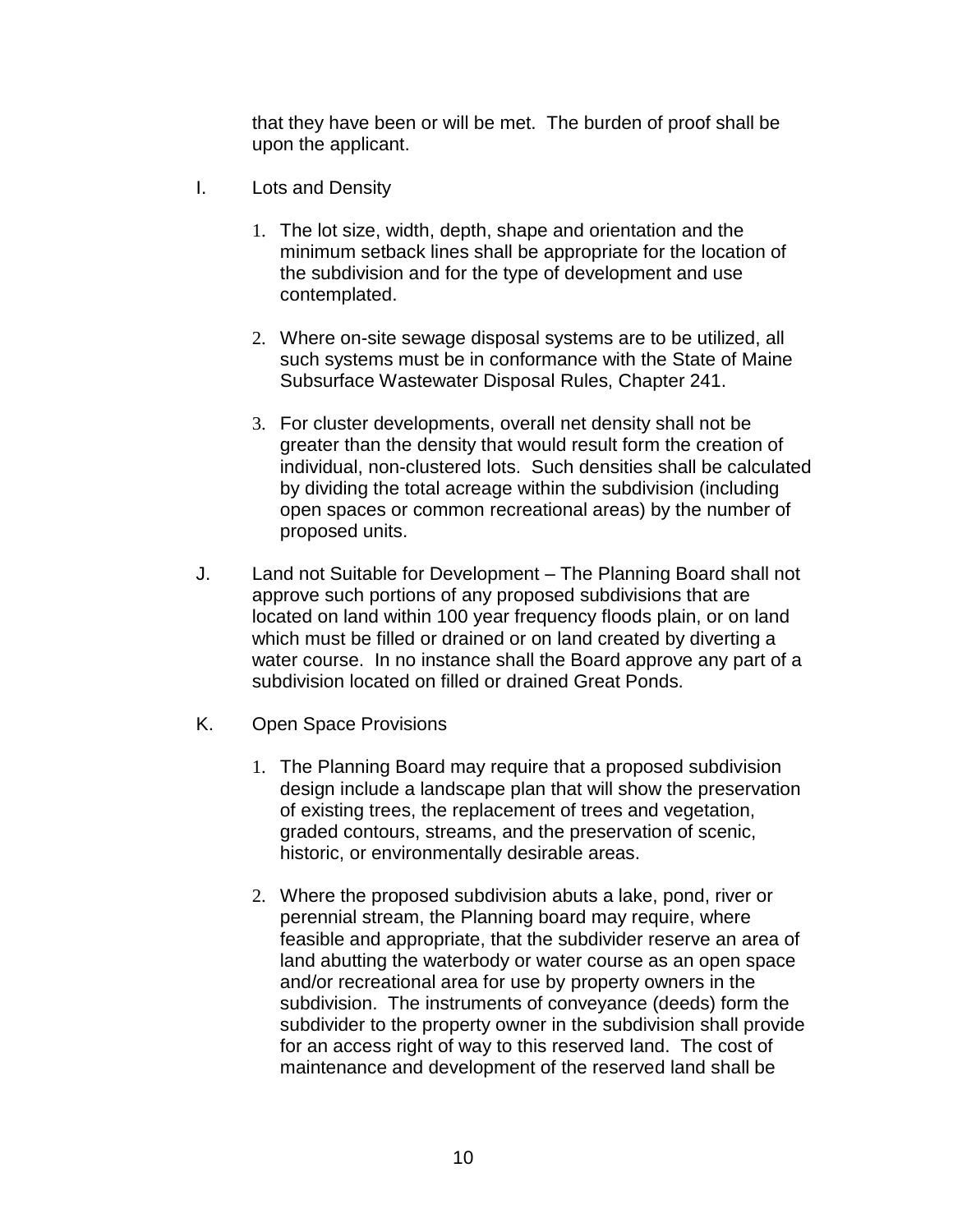that they have been or will be met. The burden of proof shall be upon the applicant.

I. Lots and Density

1. The lot size, width, depth, shape and orientation and the minimum setback lines shall be appropriate for the location of the subdivision and for the type of development and use contemplated.

2. Where on-site sewage disposal systems are to be utilized, all such systems must be in conformance with the State of Maine Subsurface Wastewater Disposal Rules, Chapter 241.

3. For cluster developments, overall net density shall not be greater than the density that would result form the creation of individual, non-clustered lots. Such densities shall be calculated by dividing the total acreage within the subdivision (including open spaces or common recreational areas) by the number of proposed units.

J. Land not Suitable for Development – The Planning Board shall not approve such portions of any proposed subdivisions that are located on land within 100 year frequency floods plain, or on land which must be filled or drained or on land created by diverting a water course. In no instance shall the Board approve any part of a subdivision located on filled or drained Great Ponds.

K. Open Space Provisions

1. The Planning Board may require that a proposed subdivision design include a landscape plan that will show the preservation of existing trees, the replacement of trees and vegetation, graded contours, streams, and the preservation of scenic, historic, or environmentally desirable areas.

2. Where the proposed subdivision abuts a lake, pond, river or perennial stream, the Planning board may require, where feasible and appropriate, that the subdivider reserve an area of land abutting the waterbody or water course as an open space and/or recreational area for use by property owners in the subdivision. The instruments of conveyance (deeds) form the subdivider to the property owner in the subdivision shall provide for an access right of way to this reserved land. The cost of maintenance and development of the reserved land shall be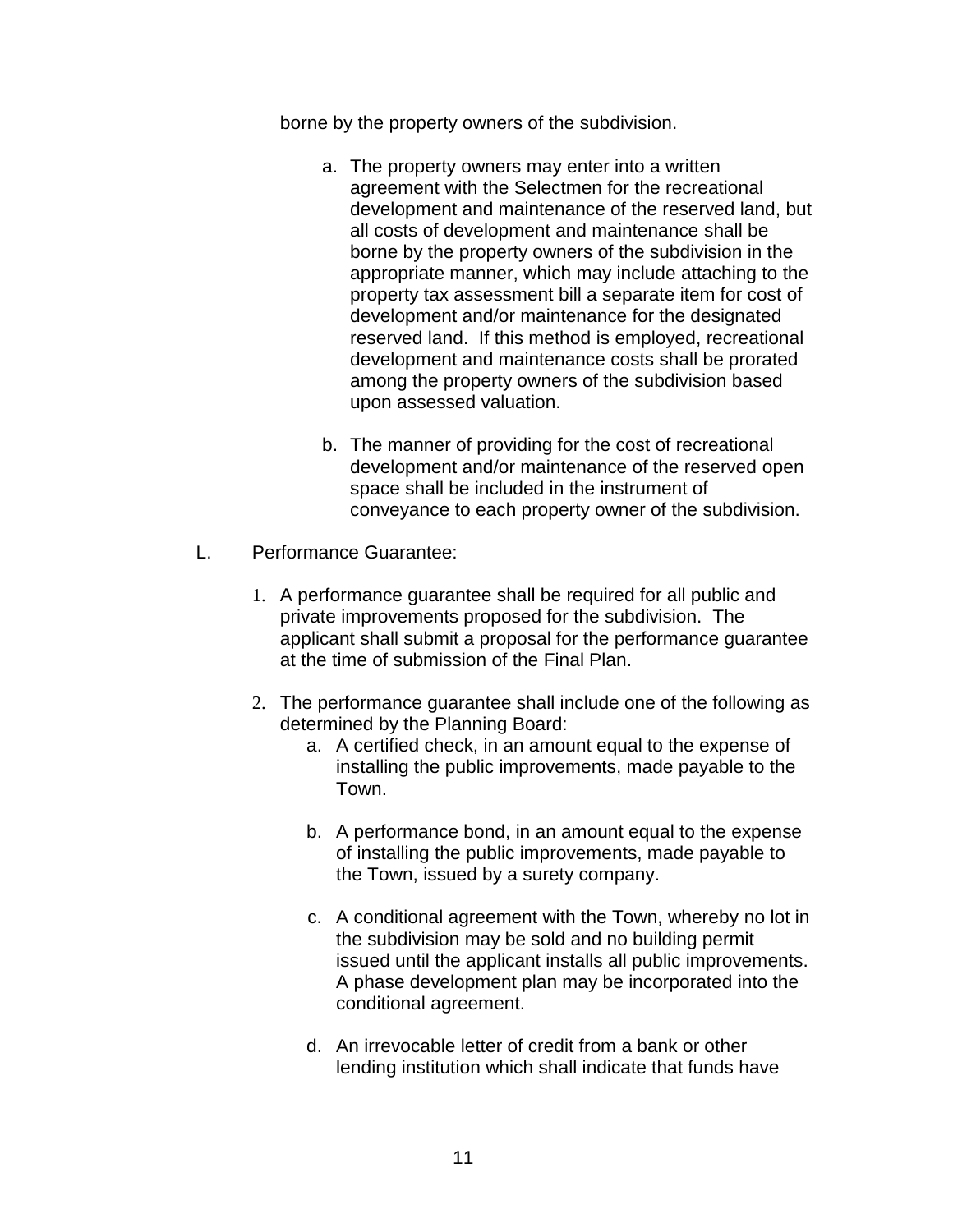borne by the property owners of the subdivision.

   a. The property owners may enter into a written agreement with the Selectmen for the recreational development and maintenance of the reserved land, but all costs of development and maintenance shall be borne by the property owners of the subdivision in the appropriate manner, which may include attaching to the property tax assessment bill a separate item for cost of development and/or maintenance for the designated reserved land. If this method is employed, recreational development and maintenance costs shall be prorated among the property owners of the subdivision based upon assessed valuation.

   b. The manner of providing for the cost of recreational development and/or maintenance of the reserved open space shall be included in the instrument of conveyance to each property owner of the subdivision.

L. Performance Guarantee:

1. A performance guarantee shall be required for all public and private improvements proposed for the subdivision. The applicant shall submit a proposal for the performance guarantee at the time of submission of the Final Plan.

2. The performance guarantee shall include one of the following as determined by the Planning Board:
   a. A certified check, in an amount equal to the expense of installing the public improvements, made payable to the Town.

   b. A performance bond, in an amount equal to the expense of installing the public improvements, made payable to the Town, issued by a surety company.

   c. A conditional agreement with the Town, whereby no lot in the subdivision may be sold and no building permit issued until the applicant installs all public improvements. A phase development plan may be incorporated into the conditional agreement.

   d. An irrevocable letter of credit from a bank or other lending institution which shall indicate that funds have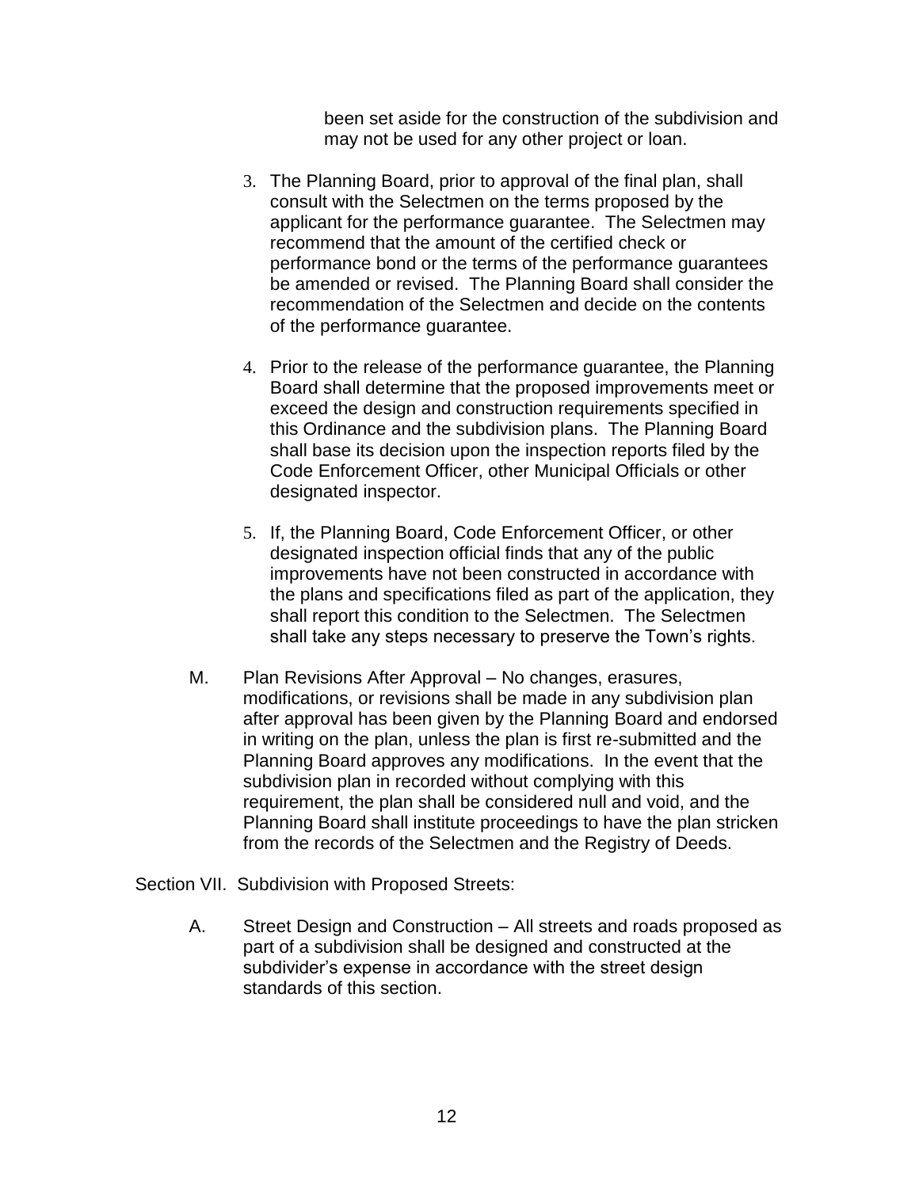been set aside for the construction of the subdivision and may not be used for any other project or loan.

3. The Planning Board, prior to approval of the final plan, shall consult with the Selectmen on the terms proposed by the applicant for the performance guarantee. The Selectmen may recommend that the amount of the certified check or performance bond or the terms of the performance guarantees be amended or revised. The Planning Board shall consider the recommendation of the Selectmen and decide on the contents of the performance guarantee.

4. Prior to the release of the performance guarantee, the Planning Board shall determine that the proposed improvements meet or exceed the design and construction requirements specified in this Ordinance and the subdivision plans. The Planning Board shall base its decision upon the inspection reports filed by the Code Enforcement Officer, other Municipal Officials or other designated inspector.

5. If, the Planning Board, Code Enforcement Officer, or other designated inspection official finds that any of the public improvements have not been constructed in accordance with the plans and specifications filed as part of the application, they shall report this condition to the Selectmen. The Selectmen shall take any steps necessary to preserve the Town's rights.

M. Plan Revisions After Approval – No changes, erasures, modifications, or revisions shall be made in any subdivision plan after approval has been given by the Planning Board and endorsed in writing on the plan, unless the plan is first re-submitted and the Planning Board approves any modifications. In the event that the subdivision plan in recorded without complying with this requirement, the plan shall be considered null and void, and the Planning Board shall institute proceedings to have the plan stricken from the records of the Selectmen and the Registry of Deeds.

Section VII. Subdivision with Proposed Streets:

A. Street Design and Construction – All streets and roads proposed as part of a subdivision shall be designed and constructed at the subdivider's expense in accordance with the street design standards of this section.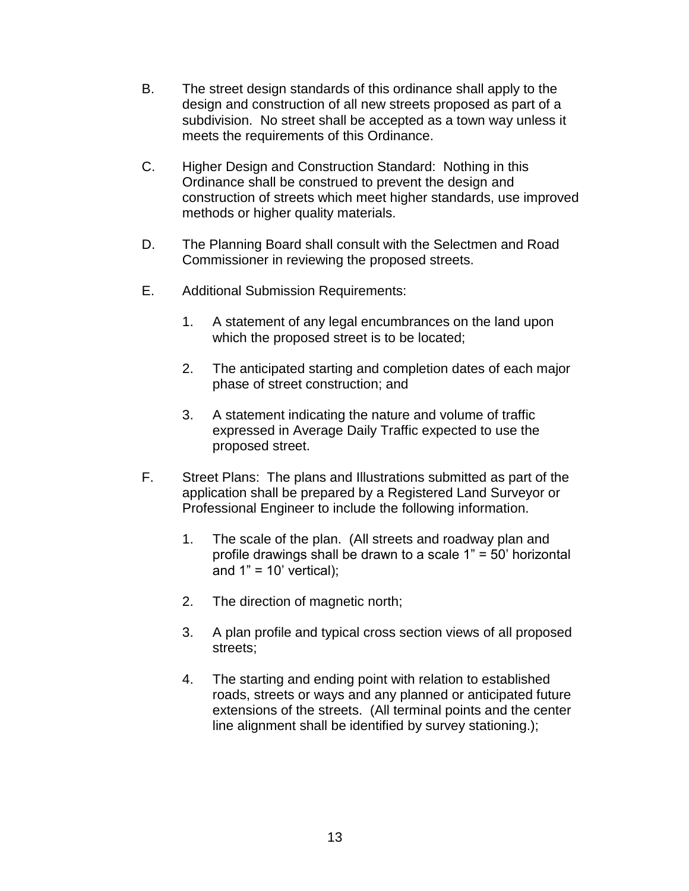B. The street design standards of this ordinance shall apply to the design and construction of all new streets proposed as part of a subdivision. No street shall be accepted as a town way unless it meets the requirements of this Ordinance.

C. Higher Design and Construction Standard: Nothing in this Ordinance shall be construed to prevent the design and construction of streets which meet higher standards, use improved methods or higher quality materials.

D. The Planning Board shall consult with the Selectmen and Road Commissioner in reviewing the proposed streets.

E. Additional Submission Requirements:

   1. A statement of any legal encumbrances on the land upon which the proposed street is to be located;

   2. The anticipated starting and completion dates of each major phase of street construction; and

   3. A statement indicating the nature and volume of traffic expressed in Average Daily Traffic expected to use the proposed street.

F. Street Plans: The plans and Illustrations submitted as part of the application shall be prepared by a Registered Land Surveyor or Professional Engineer to include the following information.

   1. The scale of the plan. (All streets and roadway plan and profile drawings shall be drawn to a scale 1" = 50' horizontal and 1" = 10' vertical);

   2. The direction of magnetic north;

   3. A plan profile and typical cross section views of all proposed streets;

   4. The starting and ending point with relation to established roads, streets or ways and any planned or anticipated future extensions of the streets. (All terminal points and the center line alignment shall be identified by survey stationing.);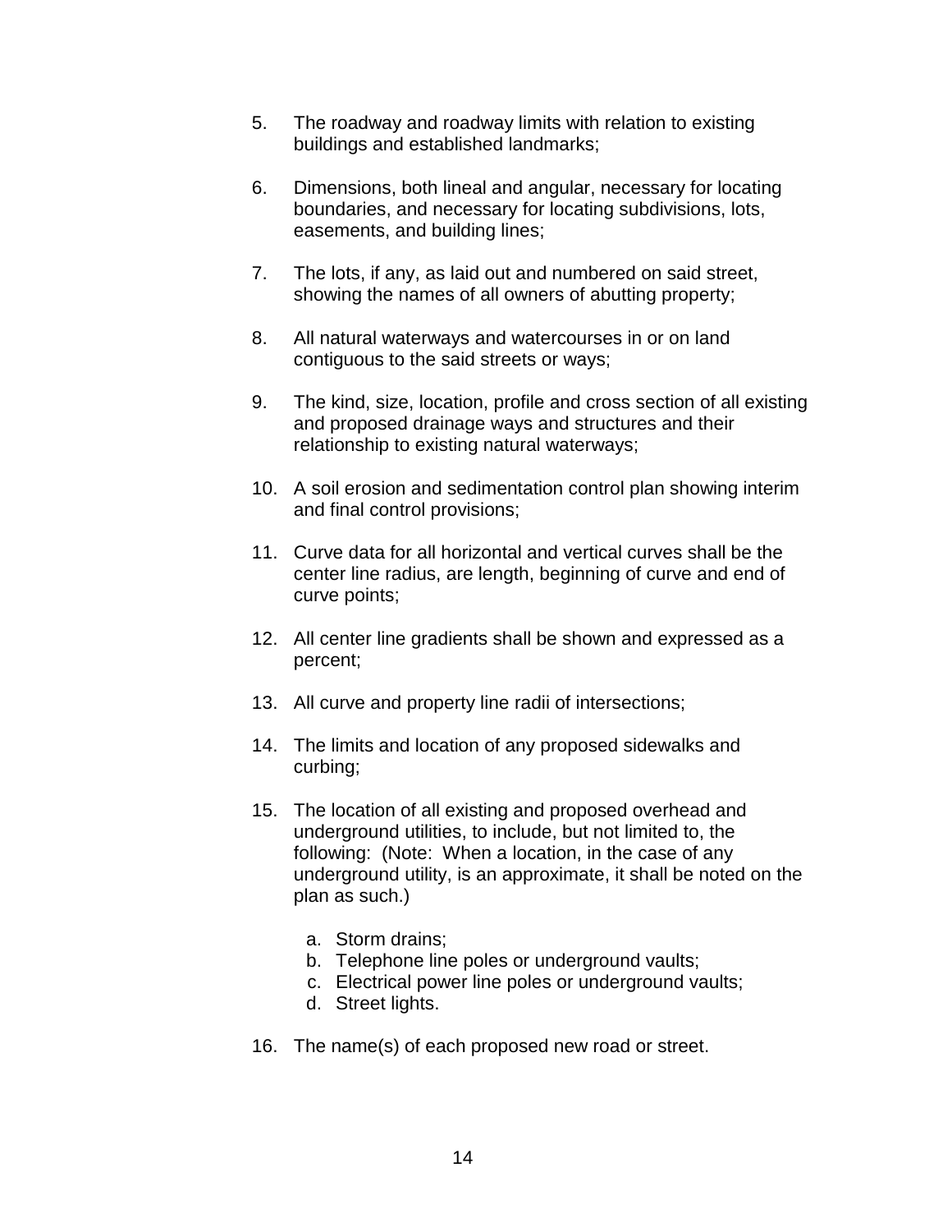5. The roadway and roadway limits with relation to existing buildings and established landmarks;

6. Dimensions, both lineal and angular, necessary for locating boundaries, and necessary for locating subdivisions, lots, easements, and building lines;

7. The lots, if any, as laid out and numbered on said street, showing the names of all owners of abutting property;

8. All natural waterways and watercourses in or on land contiguous to the said streets or ways;

9. The kind, size, location, profile and cross section of all existing and proposed drainage ways and structures and their relationship to existing natural waterways;

10. A soil erosion and sedimentation control plan showing interim and final control provisions;

11. Curve data for all horizontal and vertical curves shall be the center line radius, are length, beginning of curve and end of curve points;

12. All center line gradients shall be shown and expressed as a percent;

13. All curve and property line radii of intersections;

14. The limits and location of any proposed sidewalks and curbing;

15. The location of all existing and proposed overhead and underground utilities, to include, but not limited to, the following: (Note: When a location, in the case of any underground utility, is an approximate, it shall be noted on the plan as such.)

    a. Storm drains;
    b. Telephone line poles or underground vaults;
    c. Electrical power line poles or underground vaults;
    d. Street lights.

16. The name(s) of each proposed new road or street.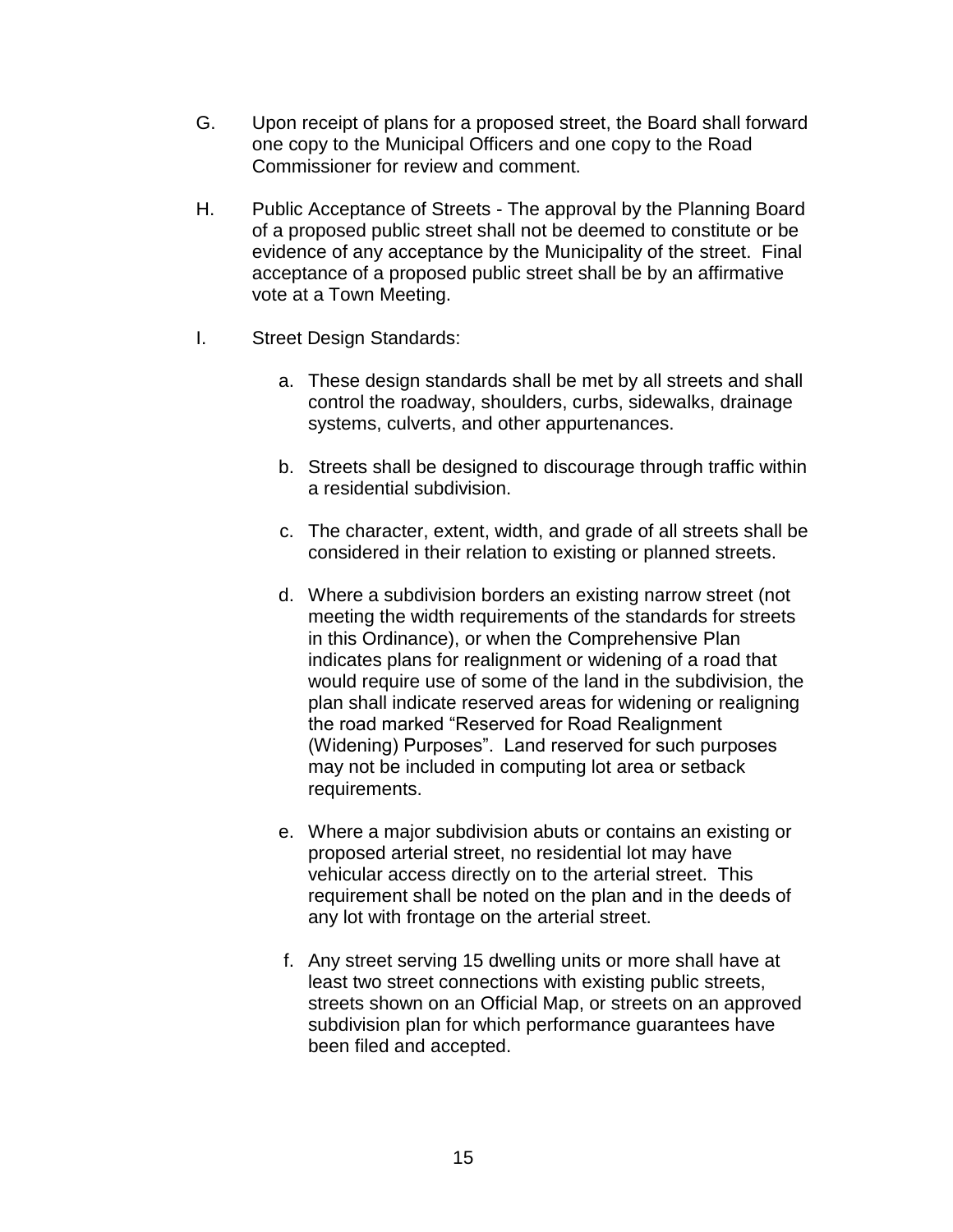G. Upon receipt of plans for a proposed street, the Board shall forward one copy to the Municipal Officers and one copy to the Road Commissioner for review and comment.

H. Public Acceptance of Streets - The approval by the Planning Board of a proposed public street shall not be deemed to constitute or be evidence of any acceptance by the Municipality of the street. Final acceptance of a proposed public street shall be by an affirmative vote at a Town Meeting.

I. Street Design Standards:

   a. These design standards shall be met by all streets and shall control the roadway, shoulders, curbs, sidewalks, drainage systems, culverts, and other appurtenances.

   b. Streets shall be designed to discourage through traffic within a residential subdivision.

   c. The character, extent, width, and grade of all streets shall be considered in their relation to existing or planned streets.

   d. Where a subdivision borders an existing narrow street (not meeting the width requirements of the standards for streets in this Ordinance), or when the Comprehensive Plan indicates plans for realignment or widening of a road that would require use of some of the land in the subdivision, the plan shall indicate reserved areas for widening or realigning the road marked "Reserved for Road Realignment (Widening) Purposes". Land reserved for such purposes may not be included in computing lot area or setback requirements.

   e. Where a major subdivision abuts or contains an existing or proposed arterial street, no residential lot may have vehicular access directly on to the arterial street. This requirement shall be noted on the plan and in the deeds of any lot with frontage on the arterial street.

   f. Any street serving 15 dwelling units or more shall have at least two street connections with existing public streets, streets shown on an Official Map, or streets on an approved subdivision plan for which performance guarantees have been filed and accepted.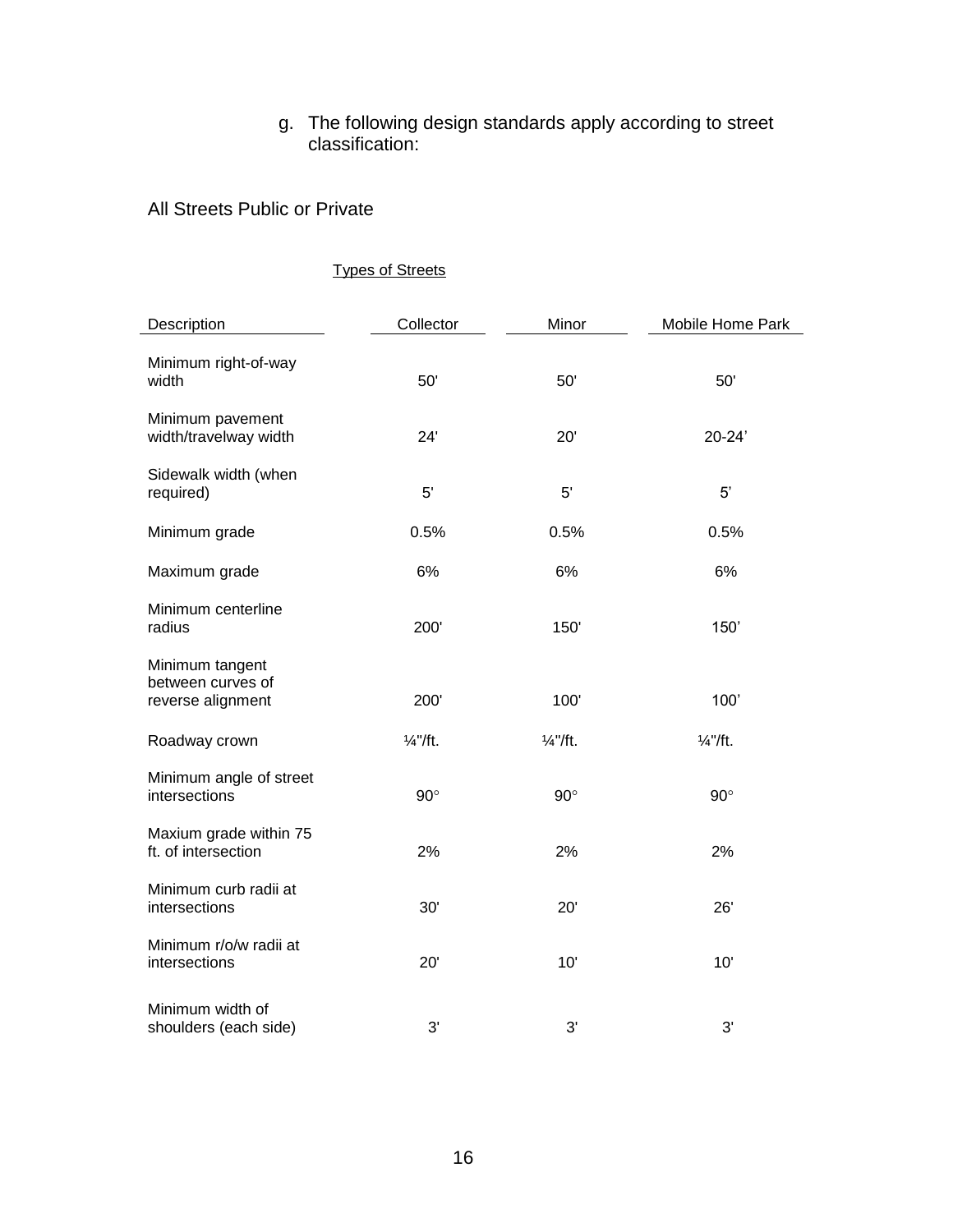g. The following design standards apply according to street classification:

All Streets Public or Private

Types of Streets

| Description | Collector | Minor | Mobile Home Park |
|---|---|---|---|
| Minimum right-of-way width | 50' | 50' | 50' |
| Minimum pavement width/travelway width | 24' | 20' | 20-24’ |
| Sidewalk width (when required) | 5' | 5' | 5’ |
| Minimum grade | 0.5% | 0.5% | 0.5% |
| Maximum grade | 6% | 6% | 6% |
| Minimum centerline radius | 200' | 150' | 150’ |
| Minimum tangent between curves of reverse alignment | 200' | 100' | 100’ |
| Roadway crown | ¼"/ft. | ¼"/ft. | ¼"/ft. |
| Minimum angle of street intersections | 90° | 90° | 90° |
| Maxium grade within 75 ft. of intersection | 2% | 2% | 2% |
| Minimum curb radii at intersections | 30' | 20' | 26' |
| Minimum r/o/w radii at intersections | 20' | 10' | 10' |
| Minimum width of shoulders (each side) | 3' | 3' | 3' |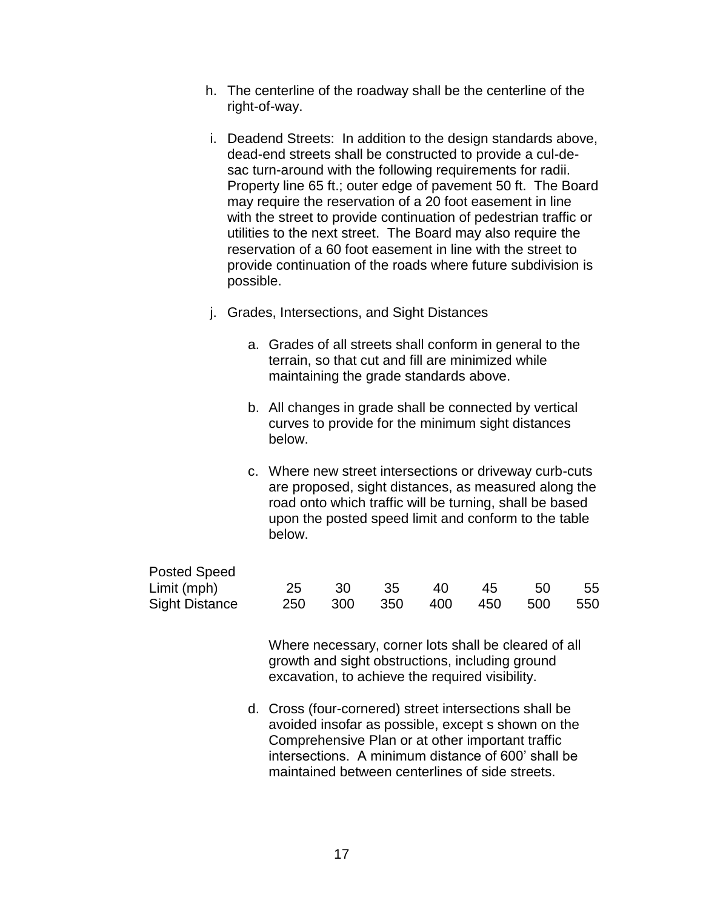h. The centerline of the roadway shall be the centerline of the right-of-way.

i. Deadend Streets: In addition to the design standards above, dead-end streets shall be constructed to provide a cul-de-sac turn-around with the following requirements for radii. Property line 65 ft.; outer edge of pavement 50 ft. The Board may require the reservation of a 20 foot easement in line with the street to provide continuation of pedestrian traffic or utilities to the next street. The Board may also require the reservation of a 60 foot easement in line with the street to provide continuation of the roads where future subdivision is possible.

j. Grades, Intersections, and Sight Distances

   a. Grades of all streets shall conform in general to the terrain, so that cut and fill are minimized while maintaining the grade standards above.

   b. All changes in grade shall be connected by vertical curves to provide for the minimum sight distances below.

   c. Where new street intersections or driveway curb-cuts are proposed, sight distances, as measured along the road onto which traffic will be turning, shall be based upon the posted speed limit and conform to the table below.

| Posted Speed Limit (mph) | 25 | 30 | 35 | 40 | 45 | 50 | 55 |
|---|---|---|---|---|---|---|---|
| Sight Distance | 250 | 300 | 350 | 400 | 450 | 500 | 550 |

   Where necessary, corner lots shall be cleared of all growth and sight obstructions, including ground excavation, to achieve the required visibility.

   d. Cross (four-cornered) street intersections shall be avoided insofar as possible, except s shown on the Comprehensive Plan or at other important traffic intersections. A minimum distance of 600' shall be maintained between centerlines of side streets.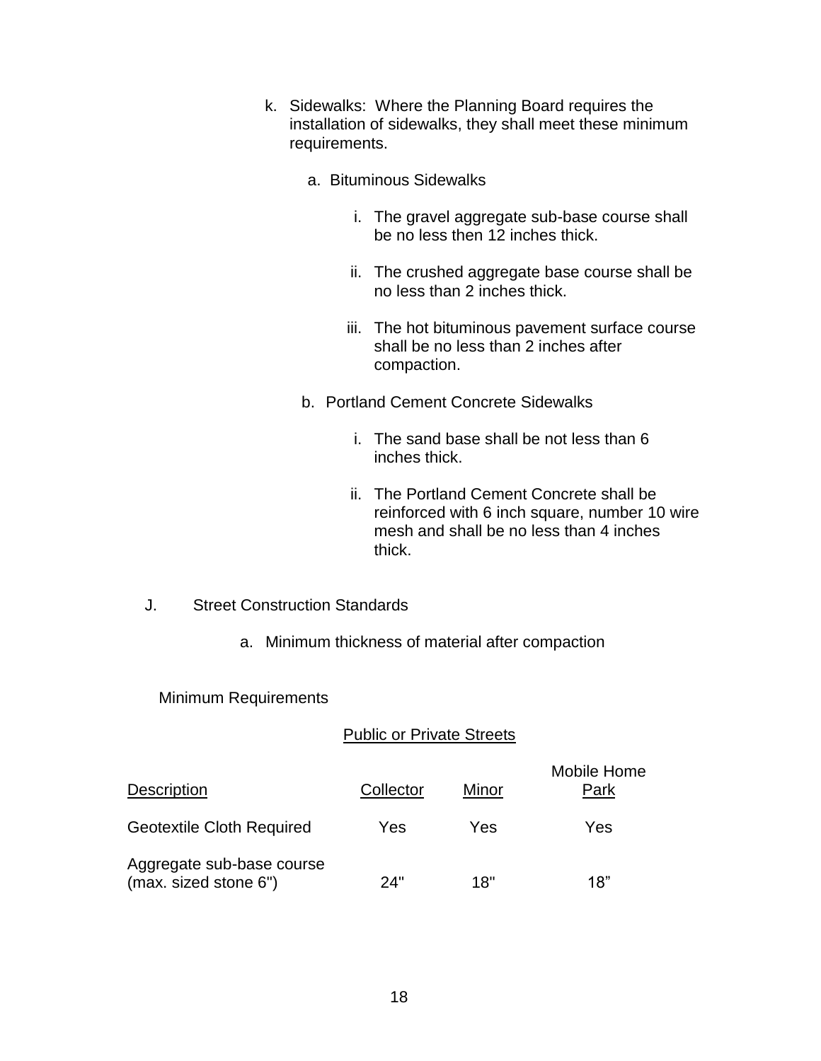k. Sidewalks: Where the Planning Board requires the installation of sidewalks, they shall meet these minimum requirements.

   a. Bituminous Sidewalks

      i. The gravel aggregate sub-base course shall be no less then 12 inches thick.

      ii. The crushed aggregate base course shall be no less than 2 inches thick.

      iii. The hot bituminous pavement surface course shall be no less than 2 inches after compaction.

   b. Portland Cement Concrete Sidewalks

      i. The sand base shall be not less than 6 inches thick.

      ii. The Portland Cement Concrete shall be reinforced with 6 inch square, number 10 wire mesh and shall be no less than 4 inches thick.

J. Street Construction Standards

   a. Minimum thickness of material after compaction

Minimum Requirements

| | Public or Private Streets | | |
|---|---|---|---|
| Description | Collector | Minor | Mobile Home Park |
| Geotextile Cloth Required | Yes | Yes | Yes |
| Aggregate sub-base course (max. sized stone 6") | 24" | 18" | 18” |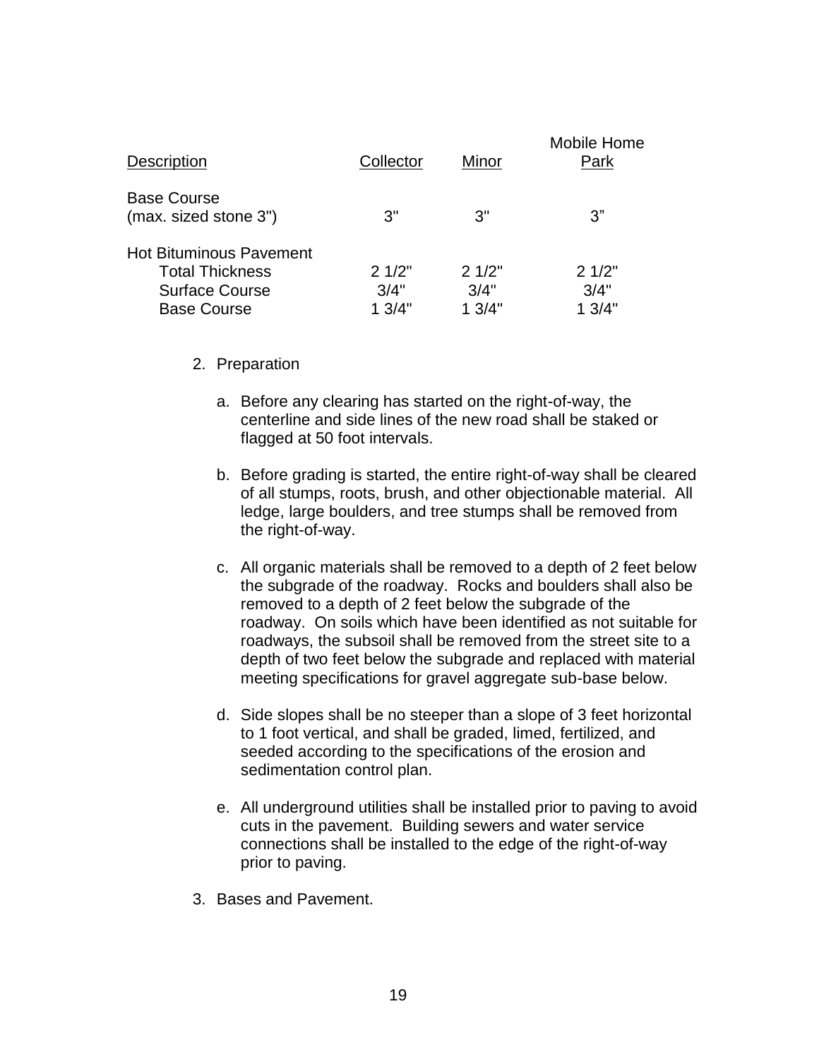| Description | Collector | Minor | Mobile Home Park |
|---|---|---|---|
| Base Course (max. sized stone 3") | 3" | 3" | 3" |
| Hot Bituminous Pavement | | | |
| Total Thickness | 2 1/2" | 2 1/2" | 2 1/2" |
| Surface Course | 3/4" | 3/4" | 3/4" |
| Base Course | 1 3/4" | 1 3/4" | 1 3/4" |

2. Preparation

   a. Before any clearing has started on the right-of-way, the centerline and side lines of the new road shall be staked or flagged at 50 foot intervals.

   b. Before grading is started, the entire right-of-way shall be cleared of all stumps, roots, brush, and other objectionable material. All ledge, large boulders, and tree stumps shall be removed from the right-of-way.

   c. All organic materials shall be removed to a depth of 2 feet below the subgrade of the roadway. Rocks and boulders shall also be removed to a depth of 2 feet below the subgrade of the roadway. On soils which have been identified as not suitable for roadways, the subsoil shall be removed from the street site to a depth of two feet below the subgrade and replaced with material meeting specifications for gravel aggregate sub-base below.

   d. Side slopes shall be no steeper than a slope of 3 feet horizontal to 1 foot vertical, and shall be graded, limed, fertilized, and seeded according to the specifications of the erosion and sedimentation control plan.

   e. All underground utilities shall be installed prior to paving to avoid cuts in the pavement. Building sewers and water service connections shall be installed to the edge of the right-of-way prior to paving.

3. Bases and Pavement.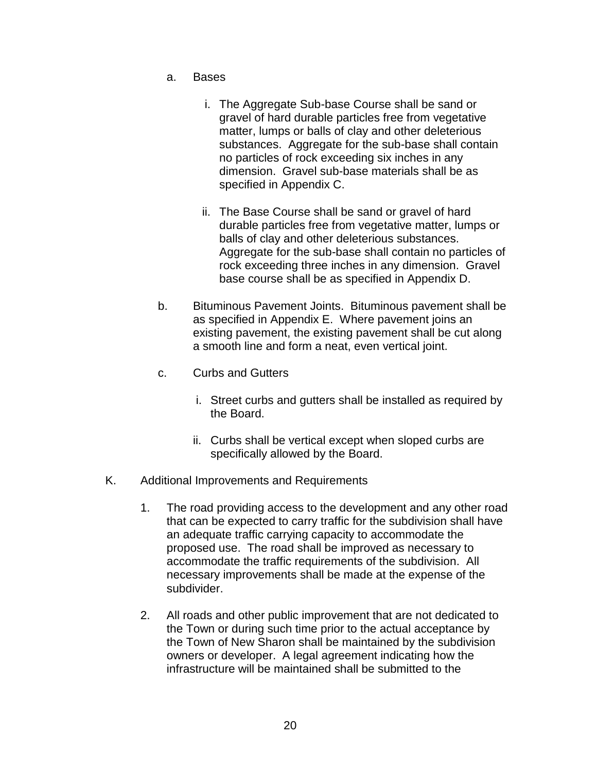a. Bases

   i. The Aggregate Sub-base Course shall be sand or gravel of hard durable particles free from vegetative matter, lumps or balls of clay and other deleterious substances. Aggregate for the sub-base shall contain no particles of rock exceeding six inches in any dimension. Gravel sub-base materials shall be as specified in Appendix C.

   ii. The Base Course shall be sand or gravel of hard durable particles free from vegetative matter, lumps or balls of clay and other deleterious substances. Aggregate for the sub-base shall contain no particles of rock exceeding three inches in any dimension. Gravel base course shall be as specified in Appendix D.

b. Bituminous Pavement Joints. Bituminous pavement shall be as specified in Appendix E. Where pavement joins an existing pavement, the existing pavement shall be cut along a smooth line and form a neat, even vertical joint.

c. Curbs and Gutters

   i. Street curbs and gutters shall be installed as required by the Board.

   ii. Curbs shall be vertical except when sloped curbs are specifically allowed by the Board.

K. Additional Improvements and Requirements

1. The road providing access to the development and any other road that can be expected to carry traffic for the subdivision shall have an adequate traffic carrying capacity to accommodate the proposed use. The road shall be improved as necessary to accommodate the traffic requirements of the subdivision. All necessary improvements shall be made at the expense of the subdivider.

2. All roads and other public improvement that are not dedicated to the Town or during such time prior to the actual acceptance by the Town of New Sharon shall be maintained by the subdivision owners or developer. A legal agreement indicating how the infrastructure will be maintained shall be submitted to the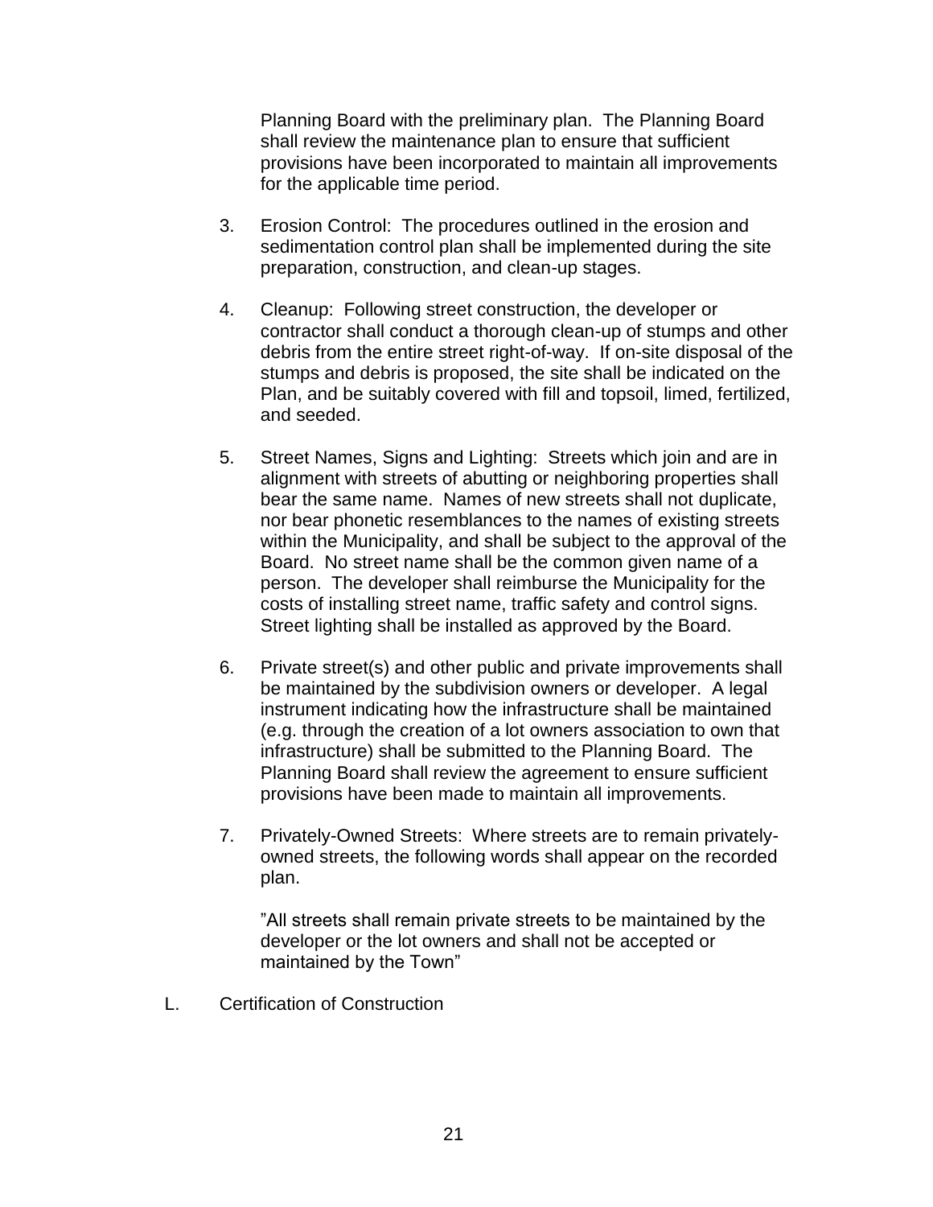Planning Board with the preliminary plan. The Planning Board shall review the maintenance plan to ensure that sufficient provisions have been incorporated to maintain all improvements for the applicable time period.

3. Erosion Control: The procedures outlined in the erosion and sedimentation control plan shall be implemented during the site preparation, construction, and clean-up stages.

4. Cleanup: Following street construction, the developer or contractor shall conduct a thorough clean-up of stumps and other debris from the entire street right-of-way. If on-site disposal of the stumps and debris is proposed, the site shall be indicated on the Plan, and be suitably covered with fill and topsoil, limed, fertilized, and seeded.

5. Street Names, Signs and Lighting: Streets which join and are in alignment with streets of abutting or neighboring properties shall bear the same name. Names of new streets shall not duplicate, nor bear phonetic resemblances to the names of existing streets within the Municipality, and shall be subject to the approval of the Board. No street name shall be the common given name of a person. The developer shall reimburse the Municipality for the costs of installing street name, traffic safety and control signs. Street lighting shall be installed as approved by the Board.

6. Private street(s) and other public and private improvements shall be maintained by the subdivision owners or developer. A legal instrument indicating how the infrastructure shall be maintained (e.g. through the creation of a lot owners association to own that infrastructure) shall be submitted to the Planning Board. The Planning Board shall review the agreement to ensure sufficient provisions have been made to maintain all improvements.

7. Privately-Owned Streets: Where streets are to remain privately-owned streets, the following words shall appear on the recorded plan.

   ”All streets shall remain private streets to be maintained by the developer or the lot owners and shall not be accepted or maintained by the Town”

L. Certification of Construction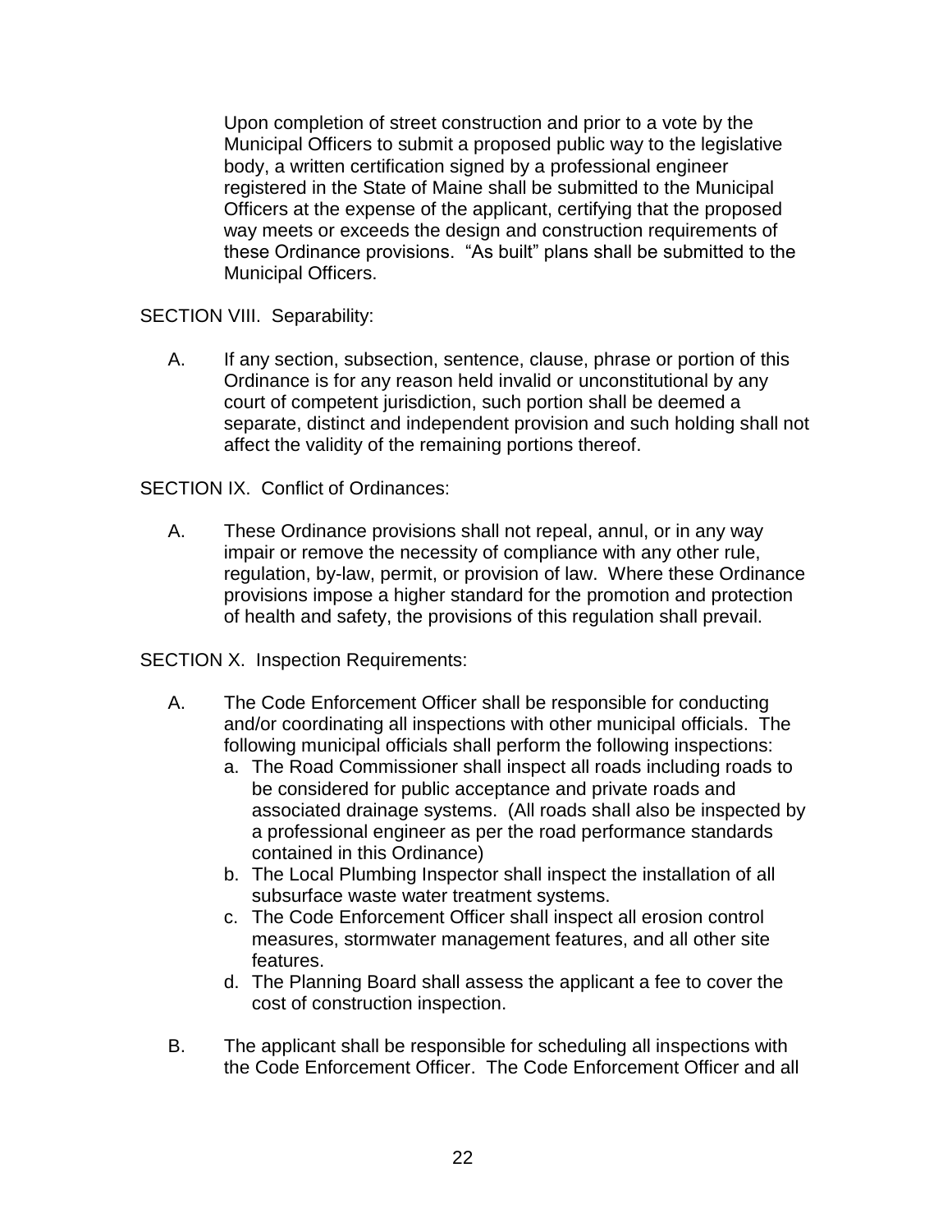Upon completion of street construction and prior to a vote by the Municipal Officers to submit a proposed public way to the legislative body, a written certification signed by a professional engineer registered in the State of Maine shall be submitted to the Municipal Officers at the expense of the applicant, certifying that the proposed way meets or exceeds the design and construction requirements of these Ordinance provisions. "As built" plans shall be submitted to the Municipal Officers.

SECTION VIII. Separability:

A. If any section, subsection, sentence, clause, phrase or portion of this Ordinance is for any reason held invalid or unconstitutional by any court of competent jurisdiction, such portion shall be deemed a separate, distinct and independent provision and such holding shall not affect the validity of the remaining portions thereof.

SECTION IX. Conflict of Ordinances:

A. These Ordinance provisions shall not repeal, annul, or in any way impair or remove the necessity of compliance with any other rule, regulation, by-law, permit, or provision of law. Where these Ordinance provisions impose a higher standard for the promotion and protection of health and safety, the provisions of this regulation shall prevail.

SECTION X. Inspection Requirements:

A. The Code Enforcement Officer shall be responsible for conducting and/or coordinating all inspections with other municipal officials. The following municipal officials shall perform the following inspections:
   a. The Road Commissioner shall inspect all roads including roads to be considered for public acceptance and private roads and associated drainage systems. (All roads shall also be inspected by a professional engineer as per the road performance standards contained in this Ordinance)
   b. The Local Plumbing Inspector shall inspect the installation of all subsurface waste water treatment systems.
   c. The Code Enforcement Officer shall inspect all erosion control measures, stormwater management features, and all other site features.
   d. The Planning Board shall assess the applicant a fee to cover the cost of construction inspection.

B. The applicant shall be responsible for scheduling all inspections with the Code Enforcement Officer. The Code Enforcement Officer and all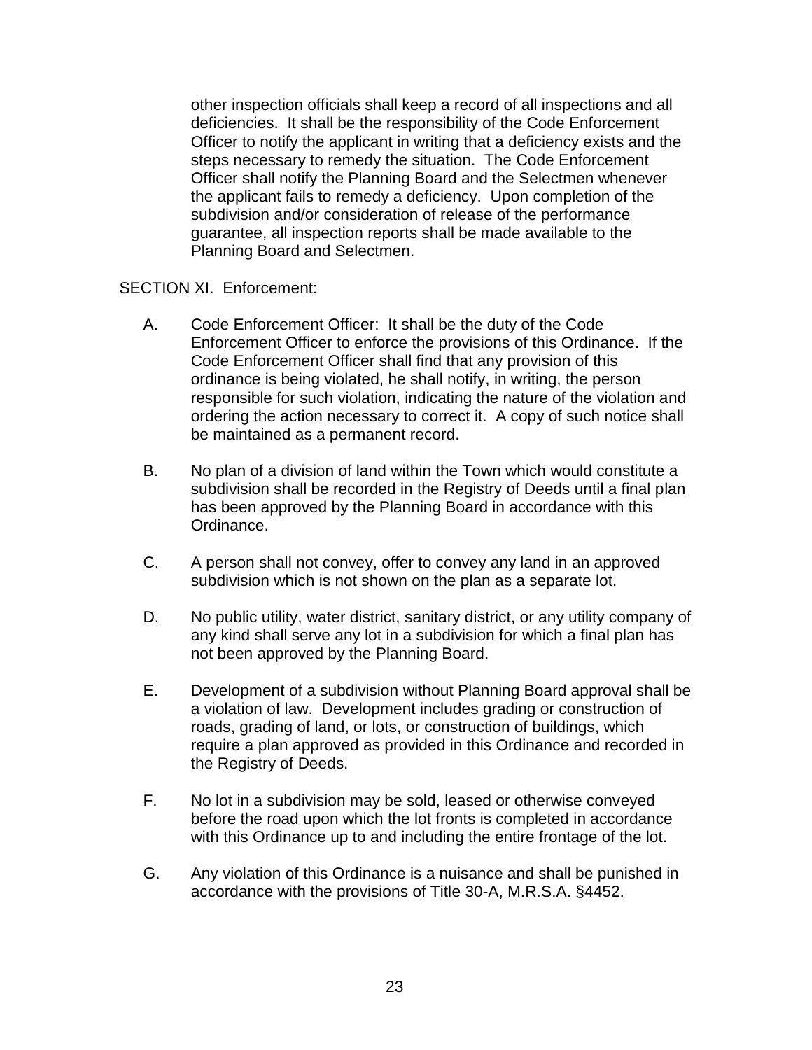other inspection officials shall keep a record of all inspections and all deficiencies. It shall be the responsibility of the Code Enforcement Officer to notify the applicant in writing that a deficiency exists and the steps necessary to remedy the situation. The Code Enforcement Officer shall notify the Planning Board and the Selectmen whenever the applicant fails to remedy a deficiency. Upon completion of the subdivision and/or consideration of release of the performance guarantee, all inspection reports shall be made available to the Planning Board and Selectmen.

## SECTION XI. Enforcement:

A. Code Enforcement Officer: It shall be the duty of the Code Enforcement Officer to enforce the provisions of this Ordinance. If the Code Enforcement Officer shall find that any provision of this ordinance is being violated, he shall notify, in writing, the person responsible for such violation, indicating the nature of the violation and ordering the action necessary to correct it. A copy of such notice shall be maintained as a permanent record.

B. No plan of a division of land within the Town which would constitute a subdivision shall be recorded in the Registry of Deeds until a final plan has been approved by the Planning Board in accordance with this Ordinance.

C. A person shall not convey, offer to convey any land in an approved subdivision which is not shown on the plan as a separate lot.

D. No public utility, water district, sanitary district, or any utility company of any kind shall serve any lot in a subdivision for which a final plan has not been approved by the Planning Board.

E. Development of a subdivision without Planning Board approval shall be a violation of law. Development includes grading or construction of roads, grading of land, or lots, or construction of buildings, which require a plan approved as provided in this Ordinance and recorded in the Registry of Deeds.

F. No lot in a subdivision may be sold, leased or otherwise conveyed before the road upon which the lot fronts is completed in accordance with this Ordinance up to and including the entire frontage of the lot.

G. Any violation of this Ordinance is a nuisance and shall be punished in accordance with the provisions of Title 30-A, M.R.S.A. §4452.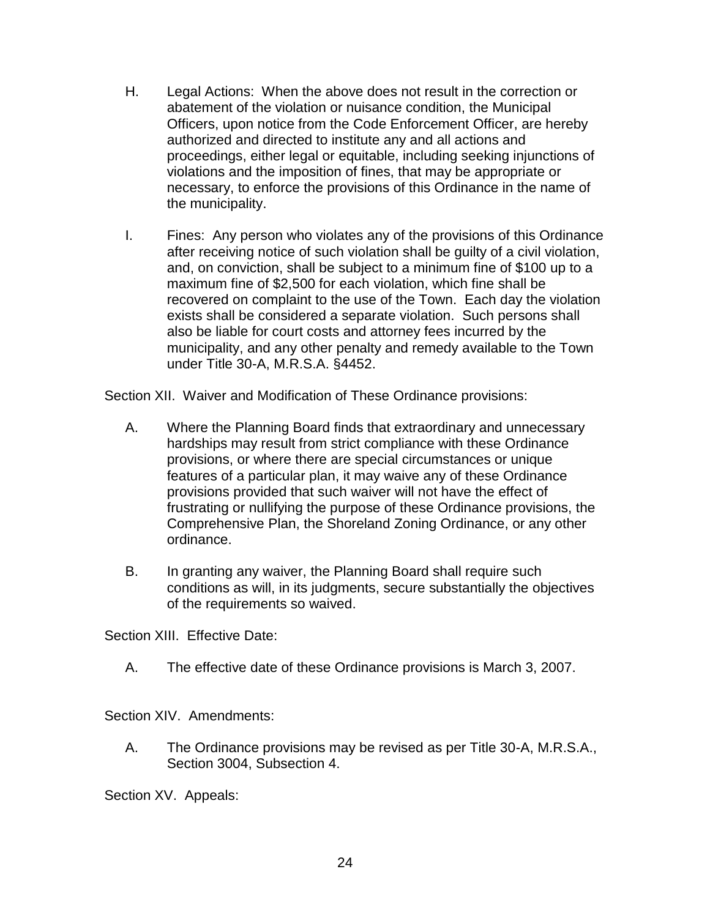H. Legal Actions: When the above does not result in the correction or abatement of the violation or nuisance condition, the Municipal Officers, upon notice from the Code Enforcement Officer, are hereby authorized and directed to institute any and all actions and proceedings, either legal or equitable, including seeking injunctions of violations and the imposition of fines, that may be appropriate or necessary, to enforce the provisions of this Ordinance in the name of the municipality.

I. Fines: Any person who violates any of the provisions of this Ordinance after receiving notice of such violation shall be guilty of a civil violation, and, on conviction, shall be subject to a minimum fine of $100 up to a maximum fine of $2,500 for each violation, which fine shall be recovered on complaint to the use of the Town. Each day the violation exists shall be considered a separate violation. Such persons shall also be liable for court costs and attorney fees incurred by the municipality, and any other penalty and remedy available to the Town under Title 30-A, M.R.S.A. §4452.

Section XII. Waiver and Modification of These Ordinance provisions:

A. Where the Planning Board finds that extraordinary and unnecessary hardships may result from strict compliance with these Ordinance provisions, or where there are special circumstances or unique features of a particular plan, it may waive any of these Ordinance provisions provided that such waiver will not have the effect of frustrating or nullifying the purpose of these Ordinance provisions, the Comprehensive Plan, the Shoreland Zoning Ordinance, or any other ordinance.

B. In granting any waiver, the Planning Board shall require such conditions as will, in its judgments, secure substantially the objectives of the requirements so waived.

Section XIII. Effective Date:

A. The effective date of these Ordinance provisions is March 3, 2007.

Section XIV. Amendments:

A. The Ordinance provisions may be revised as per Title 30-A, M.R.S.A., Section 3004, Subsection 4.

Section XV. Appeals: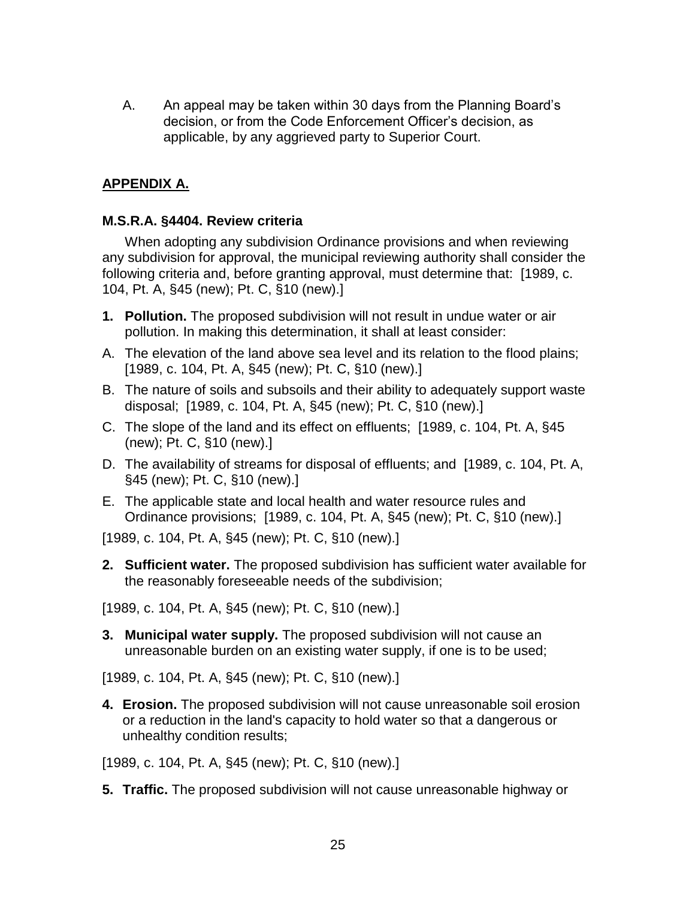A. An appeal may be taken within 30 days from the Planning Board's decision, or from the Code Enforcement Officer's decision, as applicable, by any aggrieved party to Superior Court.

## APPENDIX A.

### M.S.R.A. §4404. Review criteria

When adopting any subdivision Ordinance provisions and when reviewing any subdivision for approval, the municipal reviewing authority shall consider the following criteria and, before granting approval, must determine that: [1989, c. 104, Pt. A, §45 (new); Pt. C, §10 (new).]

**1. Pollution.** The proposed subdivision will not result in undue water or air pollution. In making this determination, it shall at least consider:

A. The elevation of the land above sea level and its relation to the flood plains; [1989, c. 104, Pt. A, §45 (new); Pt. C, §10 (new).]

B. The nature of soils and subsoils and their ability to adequately support waste disposal; [1989, c. 104, Pt. A, §45 (new); Pt. C, §10 (new).]

C. The slope of the land and its effect on effluents; [1989, c. 104, Pt. A, §45 (new); Pt. C, §10 (new).]

D. The availability of streams for disposal of effluents; and [1989, c. 104, Pt. A, §45 (new); Pt. C, §10 (new).]

E. The applicable state and local health and water resource rules and Ordinance provisions; [1989, c. 104, Pt. A, §45 (new); Pt. C, §10 (new).]

[1989, c. 104, Pt. A, §45 (new); Pt. C, §10 (new).]

**2. Sufficient water.** The proposed subdivision has sufficient water available for the reasonably foreseeable needs of the subdivision;

[1989, c. 104, Pt. A, §45 (new); Pt. C, §10 (new).]

**3. Municipal water supply.** The proposed subdivision will not cause an unreasonable burden on an existing water supply, if one is to be used;

[1989, c. 104, Pt. A, §45 (new); Pt. C, §10 (new).]

**4. Erosion.** The proposed subdivision will not cause unreasonable soil erosion or a reduction in the land's capacity to hold water so that a dangerous or unhealthy condition results;

[1989, c. 104, Pt. A, §45 (new); Pt. C, §10 (new).]

**5. Traffic.** The proposed subdivision will not cause unreasonable highway or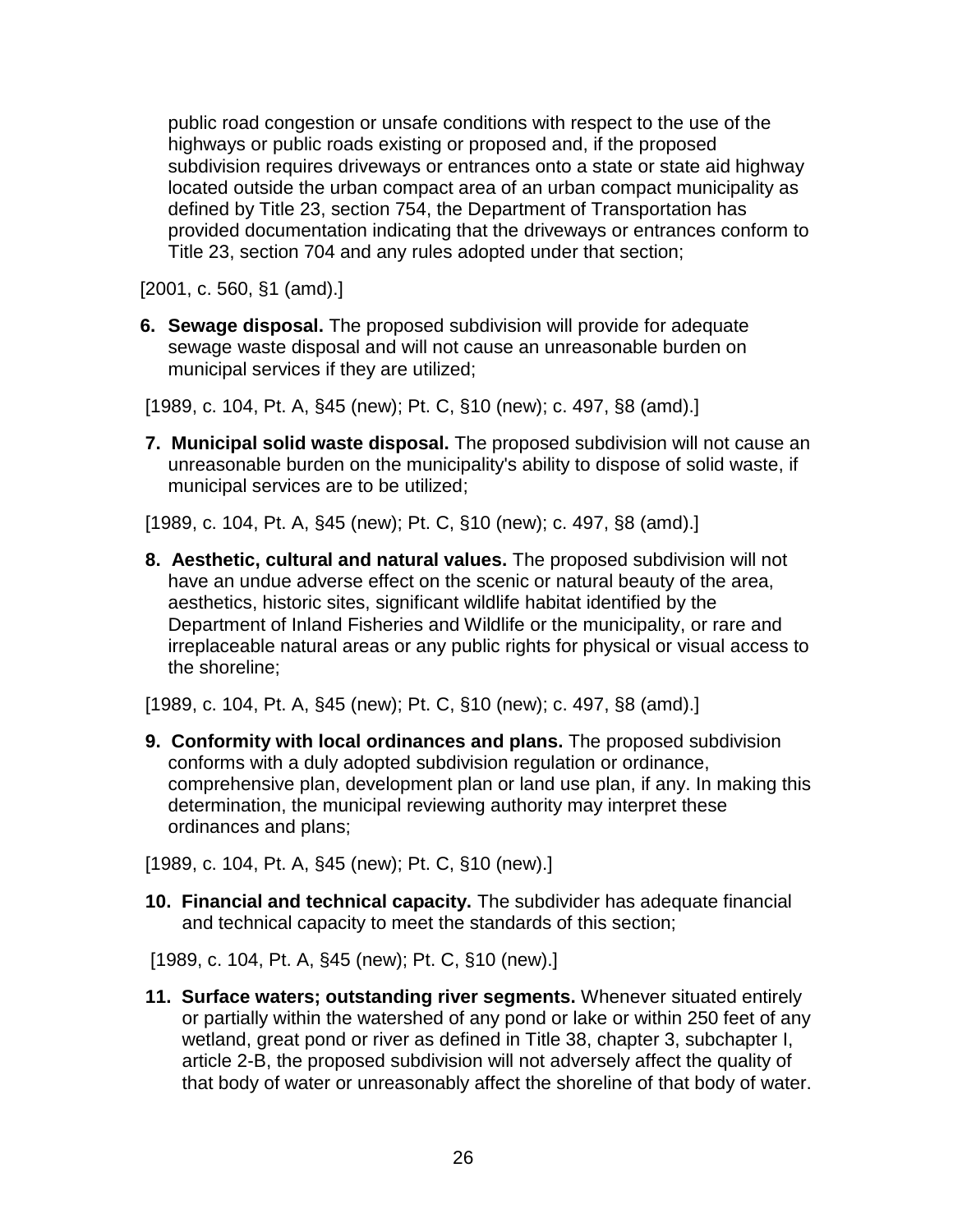public road congestion or unsafe conditions with respect to the use of the highways or public roads existing or proposed and, if the proposed subdivision requires driveways or entrances onto a state or state aid highway located outside the urban compact area of an urban compact municipality as defined by Title 23, section 754, the Department of Transportation has provided documentation indicating that the driveways or entrances conform to Title 23, section 704 and any rules adopted under that section;

[2001, c. 560, §1 (amd).]

6. **Sewage disposal.** The proposed subdivision will provide for adequate sewage waste disposal and will not cause an unreasonable burden on municipal services if they are utilized;

[1989, c. 104, Pt. A, §45 (new); Pt. C, §10 (new); c. 497, §8 (amd).]

7. **Municipal solid waste disposal.** The proposed subdivision will not cause an unreasonable burden on the municipality's ability to dispose of solid waste, if municipal services are to be utilized;

[1989, c. 104, Pt. A, §45 (new); Pt. C, §10 (new); c. 497, §8 (amd).]

8. **Aesthetic, cultural and natural values.** The proposed subdivision will not have an undue adverse effect on the scenic or natural beauty of the area, aesthetics, historic sites, significant wildlife habitat identified by the Department of Inland Fisheries and Wildlife or the municipality, or rare and irreplaceable natural areas or any public rights for physical or visual access to the shoreline;

[1989, c. 104, Pt. A, §45 (new); Pt. C, §10 (new); c. 497, §8 (amd).]

9. **Conformity with local ordinances and plans.** The proposed subdivision conforms with a duly adopted subdivision regulation or ordinance, comprehensive plan, development plan or land use plan, if any. In making this determination, the municipal reviewing authority may interpret these ordinances and plans;

[1989, c. 104, Pt. A, §45 (new); Pt. C, §10 (new).]

10. **Financial and technical capacity.** The subdivider has adequate financial and technical capacity to meet the standards of this section;

[1989, c. 104, Pt. A, §45 (new); Pt. C, §10 (new).]

11. **Surface waters; outstanding river segments.** Whenever situated entirely or partially within the watershed of any pond or lake or within 250 feet of any wetland, great pond or river as defined in Title 38, chapter 3, subchapter I, article 2-B, the proposed subdivision will not adversely affect the quality of that body of water or unreasonably affect the shoreline of that body of water.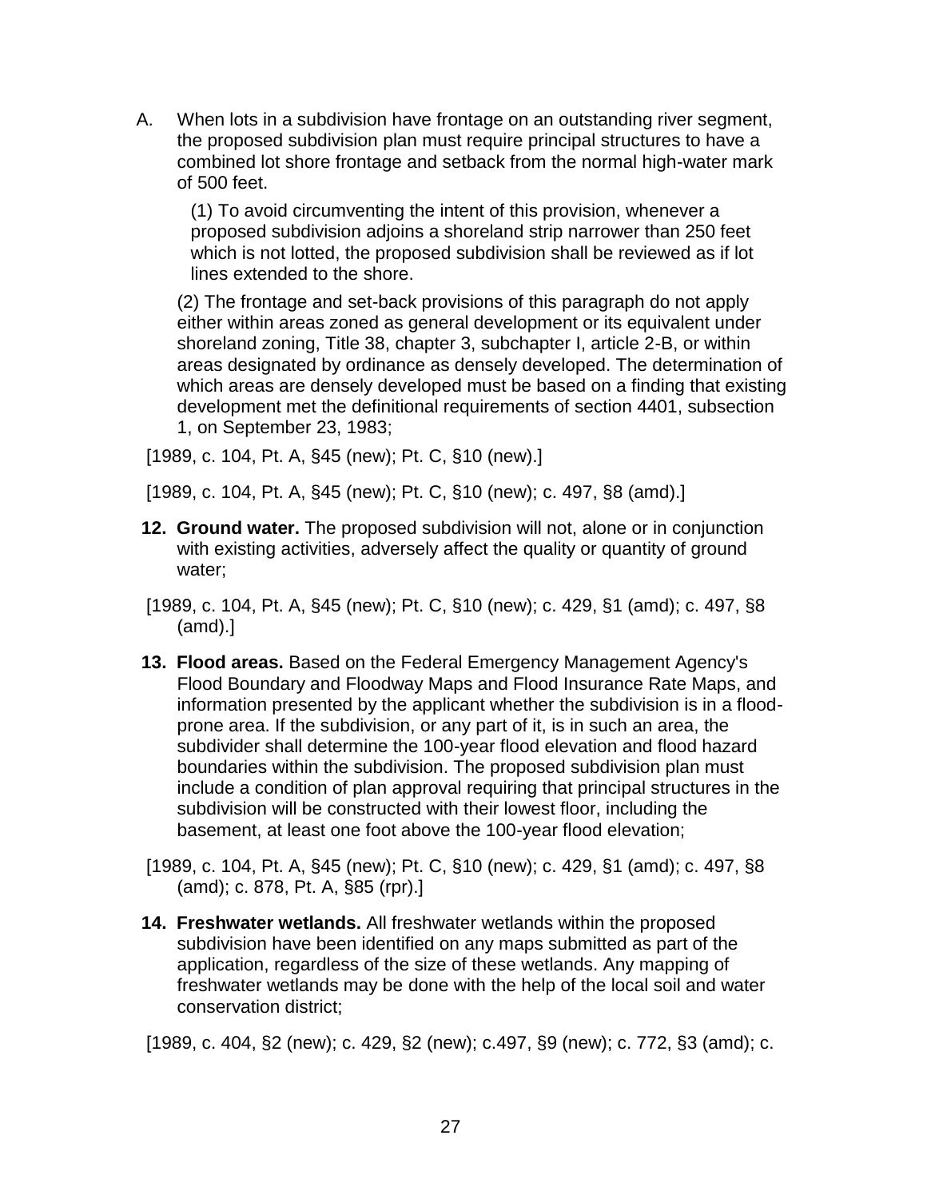A. When lots in a subdivision have frontage on an outstanding river segment, the proposed subdivision plan must require principal structures to have a combined lot shore frontage and setback from the normal high-water mark of 500 feet.

   (1) To avoid circumventing the intent of this provision, whenever a proposed subdivision adjoins a shoreland strip narrower than 250 feet which is not lotted, the proposed subdivision shall be reviewed as if lot lines extended to the shore.

   (2) The frontage and set-back provisions of this paragraph do not apply either within areas zoned as general development or its equivalent under shoreland zoning, Title 38, chapter 3, subchapter I, article 2-B, or within areas designated by ordinance as densely developed. The determination of which areas are densely developed must be based on a finding that existing development met the definitional requirements of section 4401, subsection 1, on September 23, 1983;

[1989, c. 104, Pt. A, §45 (new); Pt. C, §10 (new).]

[1989, c. 104, Pt. A, §45 (new); Pt. C, §10 (new); c. 497, §8 (amd).]

**12. Ground water.** The proposed subdivision will not, alone or in conjunction with existing activities, adversely affect the quality or quantity of ground water;

[1989, c. 104, Pt. A, §45 (new); Pt. C, §10 (new); c. 429, §1 (amd); c. 497, §8 (amd).]

**13. Flood areas.** Based on the Federal Emergency Management Agency's Flood Boundary and Floodway Maps and Flood Insurance Rate Maps, and information presented by the applicant whether the subdivision is in a flood-prone area. If the subdivision, or any part of it, is in such an area, the subdivider shall determine the 100-year flood elevation and flood hazard boundaries within the subdivision. The proposed subdivision plan must include a condition of plan approval requiring that principal structures in the subdivision will be constructed with their lowest floor, including the basement, at least one foot above the 100-year flood elevation;

[1989, c. 104, Pt. A, §45 (new); Pt. C, §10 (new); c. 429, §1 (amd); c. 497, §8 (amd); c. 878, Pt. A, §85 (rpr).]

**14. Freshwater wetlands.** All freshwater wetlands within the proposed subdivision have been identified on any maps submitted as part of the application, regardless of the size of these wetlands. Any mapping of freshwater wetlands may be done with the help of the local soil and water conservation district;

[1989, c. 404, §2 (new); c. 429, §2 (new); c.497, §9 (new); c. 772, §3 (amd); c.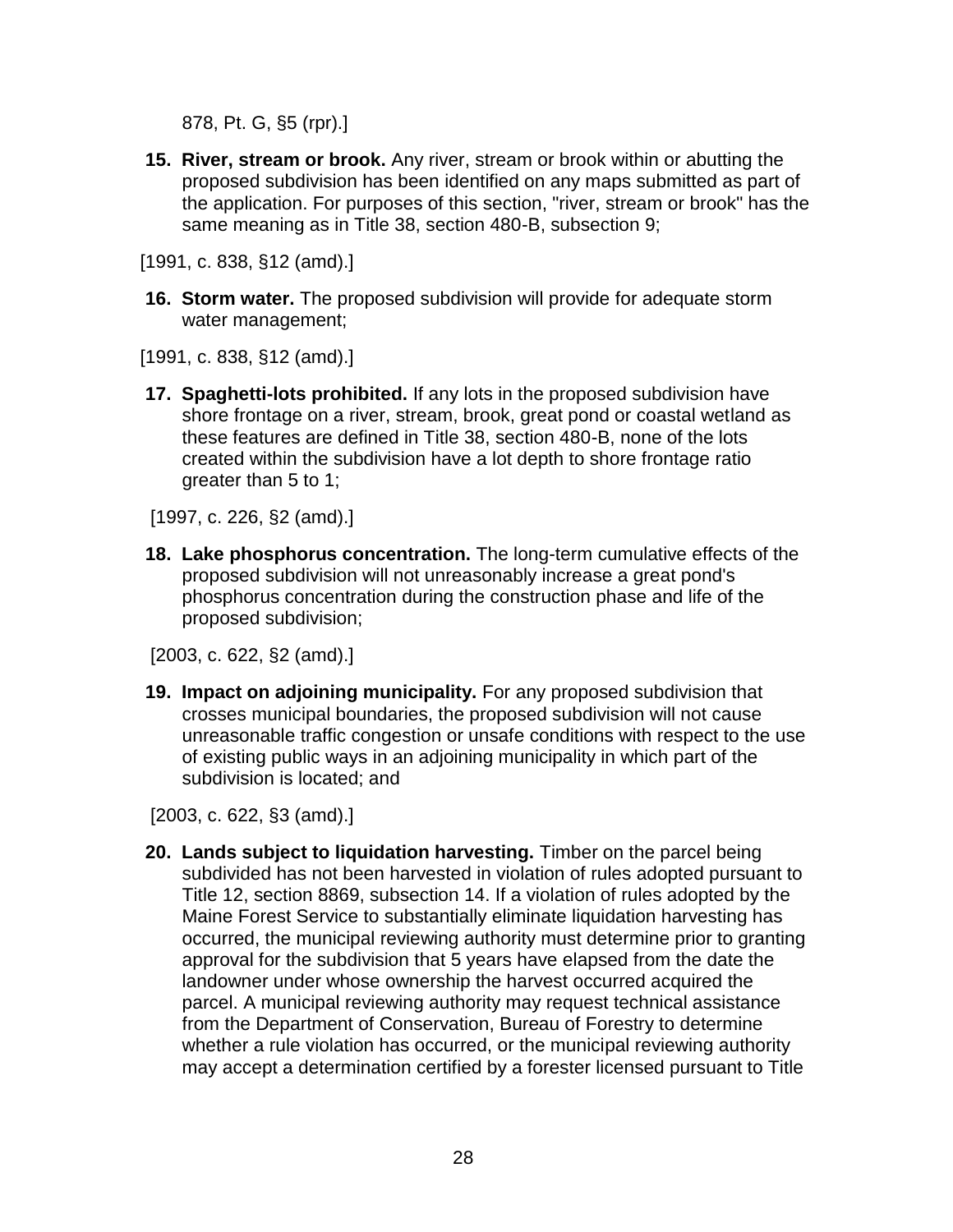878, Pt. G, §5 (rpr).]

15. **River, stream or brook.** Any river, stream or brook within or abutting the proposed subdivision has been identified on any maps submitted as part of the application. For purposes of this section, "river, stream or brook" has the same meaning as in Title 38, section 480-B, subsection 9;

[1991, c. 838, §12 (amd).]

16. **Storm water.** The proposed subdivision will provide for adequate storm water management;

[1991, c. 838, §12 (amd).]

17. **Spaghetti-lots prohibited.** If any lots in the proposed subdivision have shore frontage on a river, stream, brook, great pond or coastal wetland as these features are defined in Title 38, section 480-B, none of the lots created within the subdivision have a lot depth to shore frontage ratio greater than 5 to 1;

[1997, c. 226, §2 (amd).]

18. **Lake phosphorus concentration.** The long-term cumulative effects of the proposed subdivision will not unreasonably increase a great pond's phosphorus concentration during the construction phase and life of the proposed subdivision;

[2003, c. 622, §2 (amd).]

19. **Impact on adjoining municipality.** For any proposed subdivision that crosses municipal boundaries, the proposed subdivision will not cause unreasonable traffic congestion or unsafe conditions with respect to the use of existing public ways in an adjoining municipality in which part of the subdivision is located; and

[2003, c. 622, §3 (amd).]

20. **Lands subject to liquidation harvesting.** Timber on the parcel being subdivided has not been harvested in violation of rules adopted pursuant to Title 12, section 8869, subsection 14. If a violation of rules adopted by the Maine Forest Service to substantially eliminate liquidation harvesting has occurred, the municipal reviewing authority must determine prior to granting approval for the subdivision that 5 years have elapsed from the date the landowner under whose ownership the harvest occurred acquired the parcel. A municipal reviewing authority may request technical assistance from the Department of Conservation, Bureau of Forestry to determine whether a rule violation has occurred, or the municipal reviewing authority may accept a determination certified by a forester licensed pursuant to Title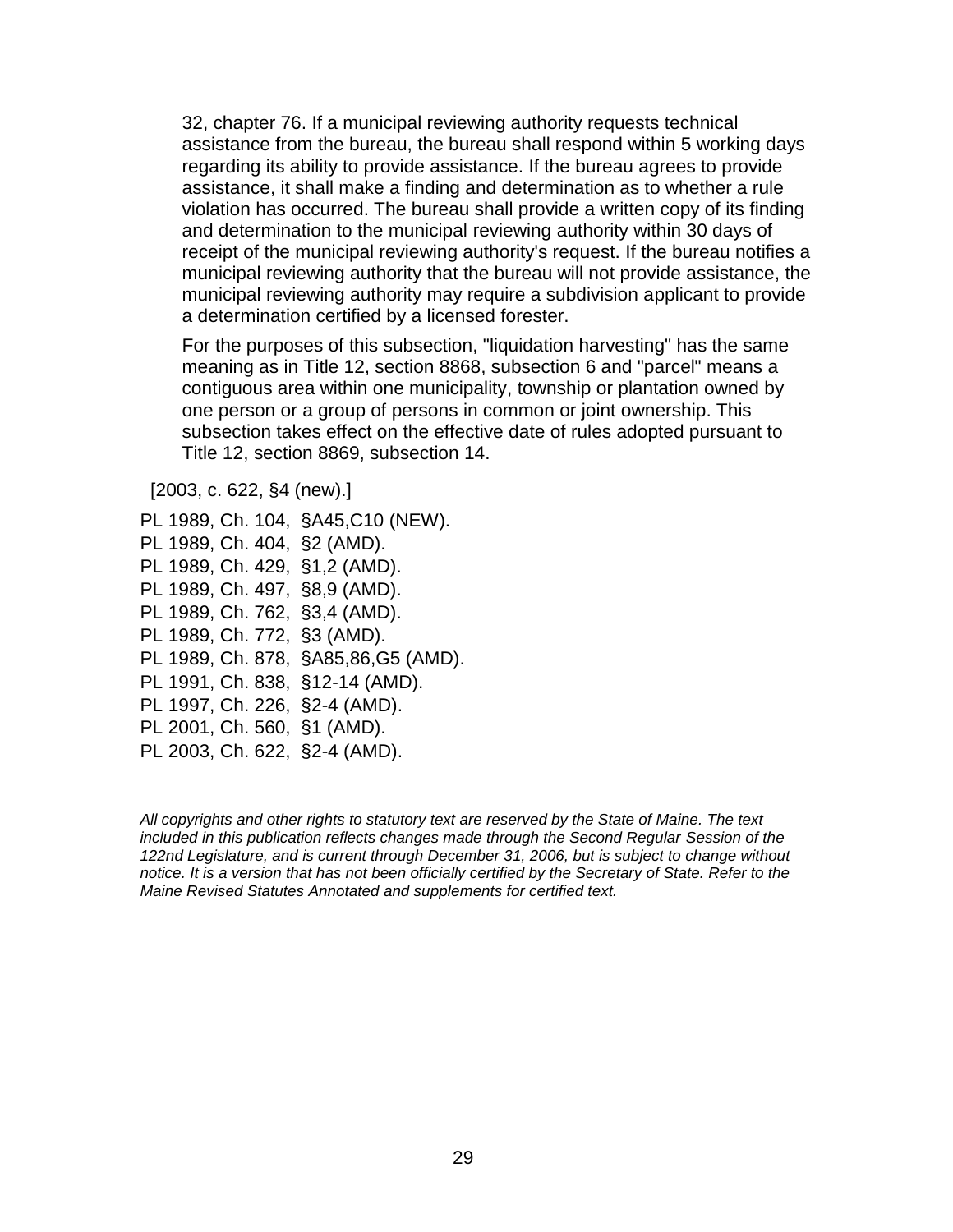32, chapter 76. If a municipal reviewing authority requests technical assistance from the bureau, the bureau shall respond within 5 working days regarding its ability to provide assistance. If the bureau agrees to provide assistance, it shall make a finding and determination as to whether a rule violation has occurred. The bureau shall provide a written copy of its finding and determination to the municipal reviewing authority within 30 days of receipt of the municipal reviewing authority's request. If the bureau notifies a municipal reviewing authority that the bureau will not provide assistance, the municipal reviewing authority may require a subdivision applicant to provide a determination certified by a licensed forester.

For the purposes of this subsection, "liquidation harvesting" has the same meaning as in Title 12, section 8868, subsection 6 and "parcel" means a contiguous area within one municipality, township or plantation owned by one person or a group of persons in common or joint ownership. This subsection takes effect on the effective date of rules adopted pursuant to Title 12, section 8869, subsection 14.

[2003, c. 622, §4 (new).]

PL 1989, Ch. 104, §A45,C10 (NEW).
PL 1989, Ch. 404, §2 (AMD).
PL 1989, Ch. 429, §1,2 (AMD).
PL 1989, Ch. 497, §8,9 (AMD).
PL 1989, Ch. 762, §3,4 (AMD).
PL 1989, Ch. 772, §3 (AMD).
PL 1989, Ch. 878, §A85,86,G5 (AMD).
PL 1991, Ch. 838, §12-14 (AMD).
PL 1997, Ch. 226, §2-4 (AMD).
PL 2001, Ch. 560, §1 (AMD).
PL 2003, Ch. 622, §2-4 (AMD).

*All copyrights and other rights to statutory text are reserved by the State of Maine. The text included in this publication reflects changes made through the Second Regular Session of the 122nd Legislature, and is current through December 31, 2006, but is subject to change without notice. It is a version that has not been officially certified by the Secretary of State. Refer to the Maine Revised Statutes Annotated and supplements for certified text.*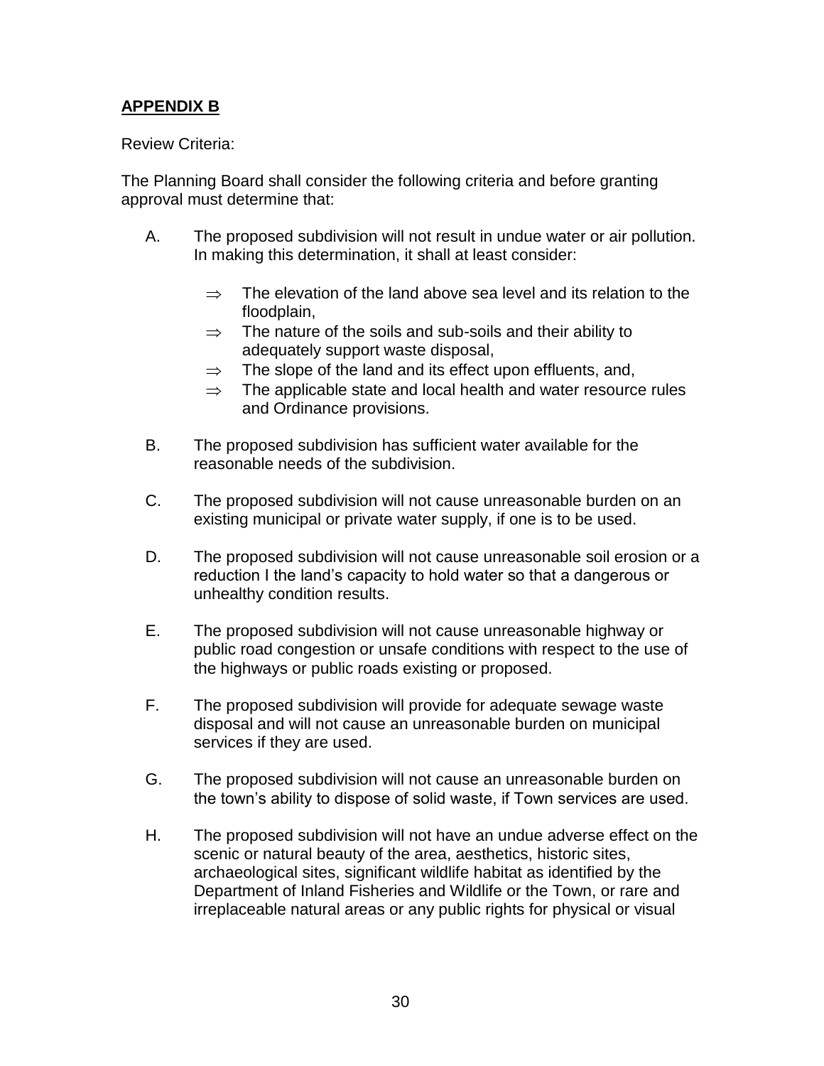**APPENDIX B**

Review Criteria:

The Planning Board shall consider the following criteria and before granting approval must determine that:

A. The proposed subdivision will not result in undue water or air pollution. In making this determination, it shall at least consider:

   ⇒ The elevation of the land above sea level and its relation to the floodplain,
   ⇒ The nature of the soils and sub-soils and their ability to adequately support waste disposal,
   ⇒ The slope of the land and its effect upon effluents, and,
   ⇒ The applicable state and local health and water resource rules and Ordinance provisions.

B. The proposed subdivision has sufficient water available for the reasonable needs of the subdivision.

C. The proposed subdivision will not cause unreasonable burden on an existing municipal or private water supply, if one is to be used.

D. The proposed subdivision will not cause unreasonable soil erosion or a reduction I the land's capacity to hold water so that a dangerous or unhealthy condition results.

E. The proposed subdivision will not cause unreasonable highway or public road congestion or unsafe conditions with respect to the use of the highways or public roads existing or proposed.

F. The proposed subdivision will provide for adequate sewage waste disposal and will not cause an unreasonable burden on municipal services if they are used.

G. The proposed subdivision will not cause an unreasonable burden on the town's ability to dispose of solid waste, if Town services are used.

H. The proposed subdivision will not have an undue adverse effect on the scenic or natural beauty of the area, aesthetics, historic sites, archaeological sites, significant wildlife habitat as identified by the Department of Inland Fisheries and Wildlife or the Town, or rare and irreplaceable natural areas or any public rights for physical or visual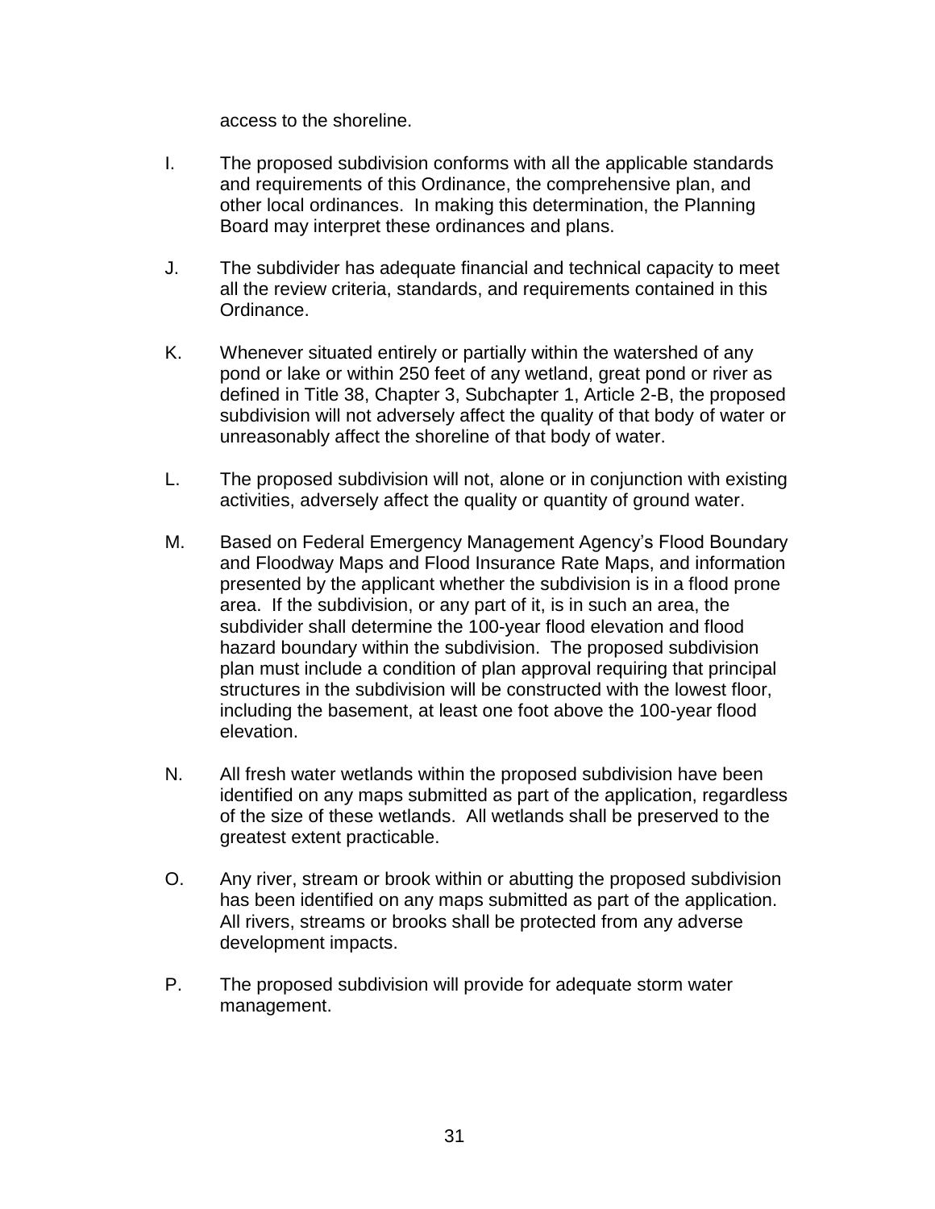access to the shoreline.

I. The proposed subdivision conforms with all the applicable standards and requirements of this Ordinance, the comprehensive plan, and other local ordinances. In making this determination, the Planning Board may interpret these ordinances and plans.

J. The subdivider has adequate financial and technical capacity to meet all the review criteria, standards, and requirements contained in this Ordinance.

K. Whenever situated entirely or partially within the watershed of any pond or lake or within 250 feet of any wetland, great pond or river as defined in Title 38, Chapter 3, Subchapter 1, Article 2-B, the proposed subdivision will not adversely affect the quality of that body of water or unreasonably affect the shoreline of that body of water.

L. The proposed subdivision will not, alone or in conjunction with existing activities, adversely affect the quality or quantity of ground water.

M. Based on Federal Emergency Management Agency's Flood Boundary and Floodway Maps and Flood Insurance Rate Maps, and information presented by the applicant whether the subdivision is in a flood prone area. If the subdivision, or any part of it, is in such an area, the subdivider shall determine the 100-year flood elevation and flood hazard boundary within the subdivision. The proposed subdivision plan must include a condition of plan approval requiring that principal structures in the subdivision will be constructed with the lowest floor, including the basement, at least one foot above the 100-year flood elevation.

N. All fresh water wetlands within the proposed subdivision have been identified on any maps submitted as part of the application, regardless of the size of these wetlands. All wetlands shall be preserved to the greatest extent practicable.

O. Any river, stream or brook within or abutting the proposed subdivision has been identified on any maps submitted as part of the application. All rivers, streams or brooks shall be protected from any adverse development impacts.

P. The proposed subdivision will provide for adequate storm water management.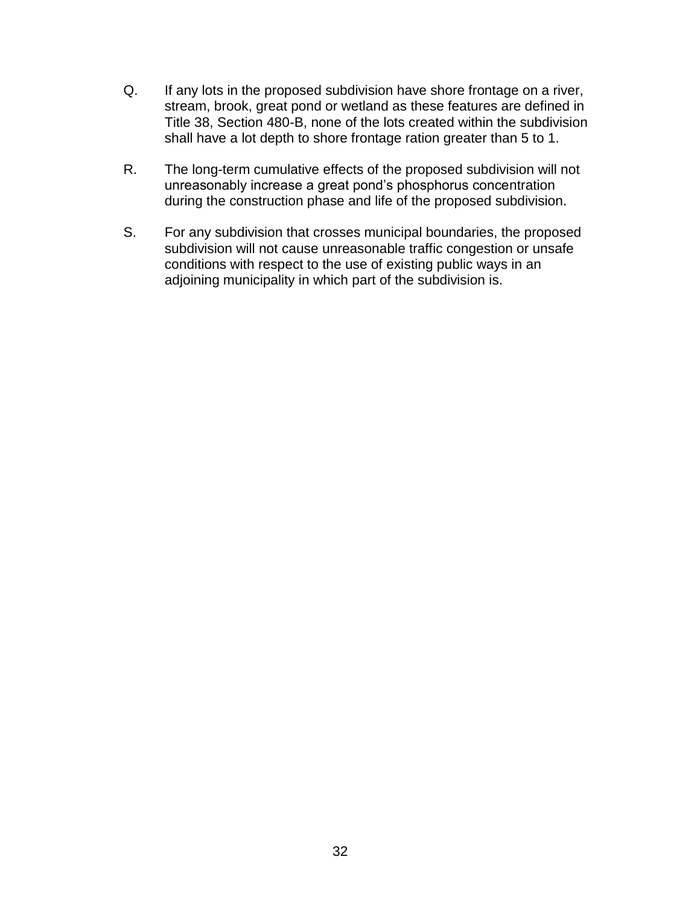Q. If any lots in the proposed subdivision have shore frontage on a river, stream, brook, great pond or wetland as these features are defined in Title 38, Section 480-B, none of the lots created within the subdivision shall have a lot depth to shore frontage ration greater than 5 to 1.

R. The long-term cumulative effects of the proposed subdivision will not unreasonably increase a great pond's phosphorus concentration during the construction phase and life of the proposed subdivision.

S. For any subdivision that crosses municipal boundaries, the proposed subdivision will not cause unreasonable traffic congestion or unsafe conditions with respect to the use of existing public ways in an adjoining municipality in which part of the subdivision is.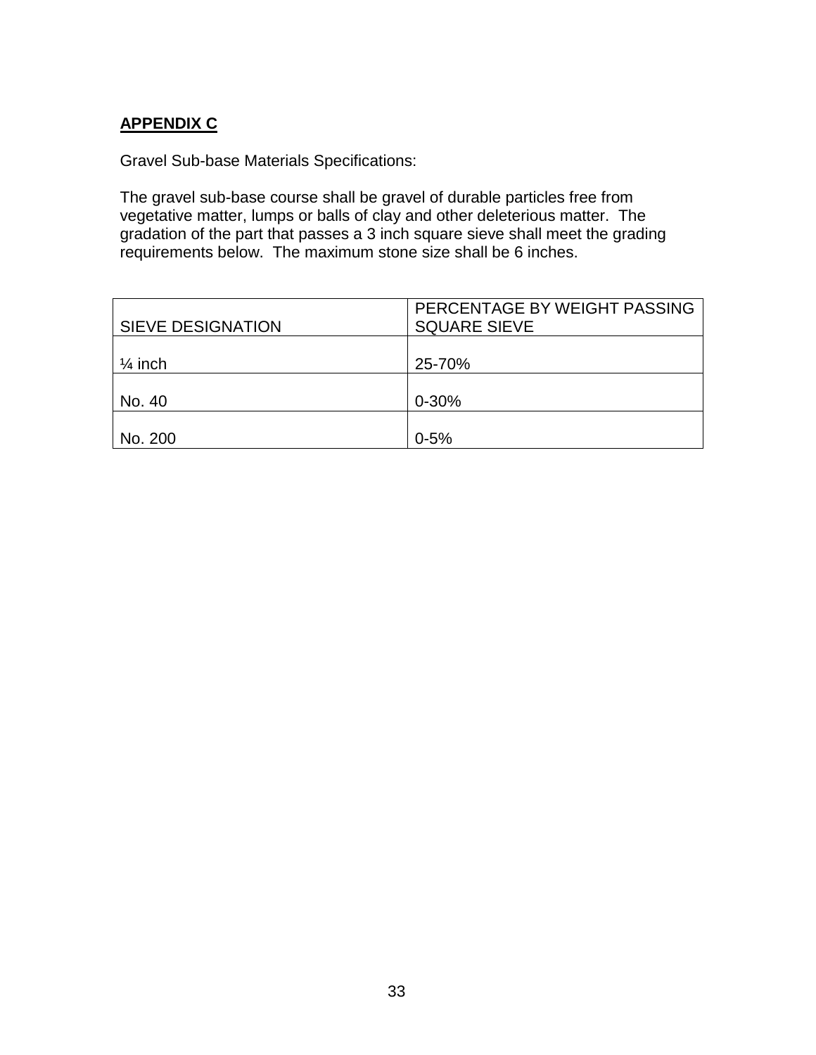## APPENDIX C

Gravel Sub-base Materials Specifications:

The gravel sub-base course shall be gravel of durable particles free from vegetative matter, lumps or balls of clay and other deleterious matter. The gradation of the part that passes a 3 inch square sieve shall meet the grading requirements below. The maximum stone size shall be 6 inches.

| SIEVE DESIGNATION | PERCENTAGE BY WEIGHT PASSING SQUARE SIEVE |
|---|---|
| ¼ inch | 25-70% |
| No. 40 | 0-30% |
| No. 200 | 0-5% |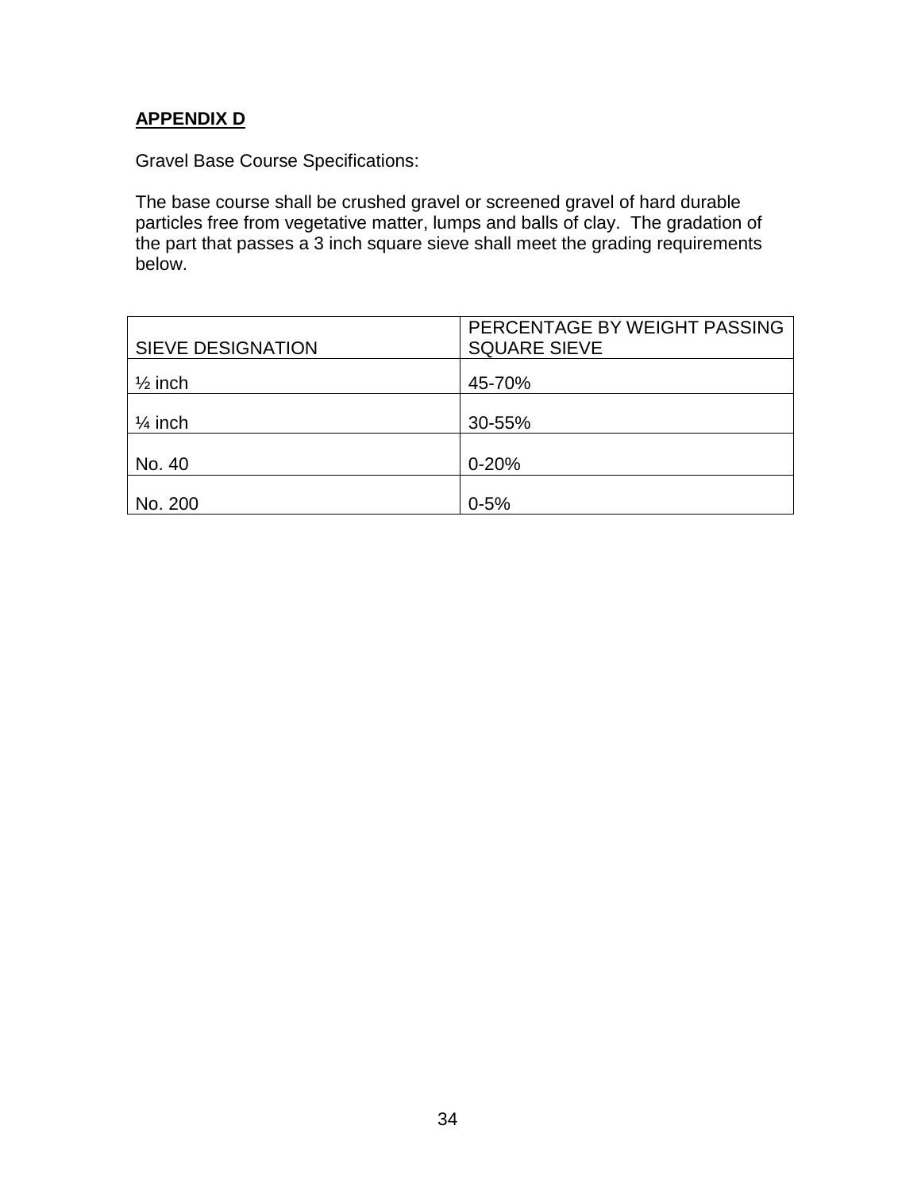**APPENDIX D**

Gravel Base Course Specifications:

The base course shall be crushed gravel or screened gravel of hard durable particles free from vegetative matter, lumps and balls of clay. The gradation of the part that passes a 3 inch square sieve shall meet the grading requirements below.

| SIEVE DESIGNATION | PERCENTAGE BY WEIGHT PASSING SQUARE SIEVE |
|---|---|
| ½ inch | 45-70% |
| ¼ inch | 30-55% |
| No. 40 | 0-20% |
| No. 200 | 0-5% |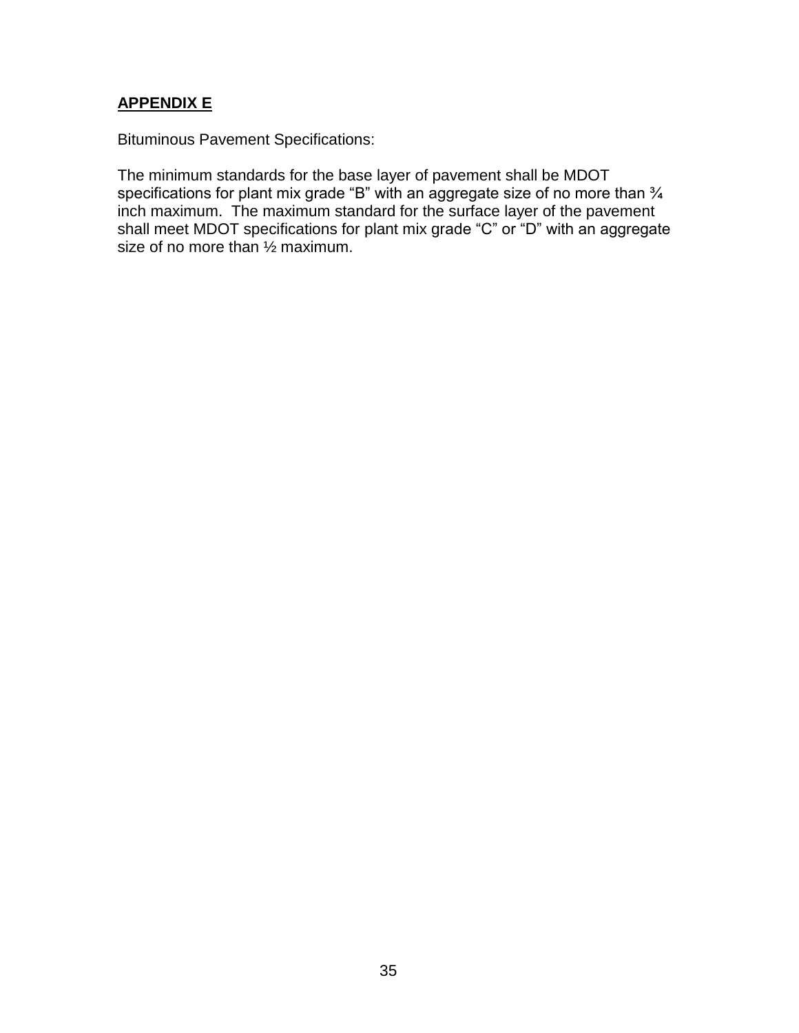**APPENDIX E**

Bituminous Pavement Specifications:

The minimum standards for the base layer of pavement shall be MDOT specifications for plant mix grade "B" with an aggregate size of no more than ¾ inch maximum. The maximum standard for the surface layer of the pavement shall meet MDOT specifications for plant mix grade "C" or "D" with an aggregate size of no more than ½ maximum.